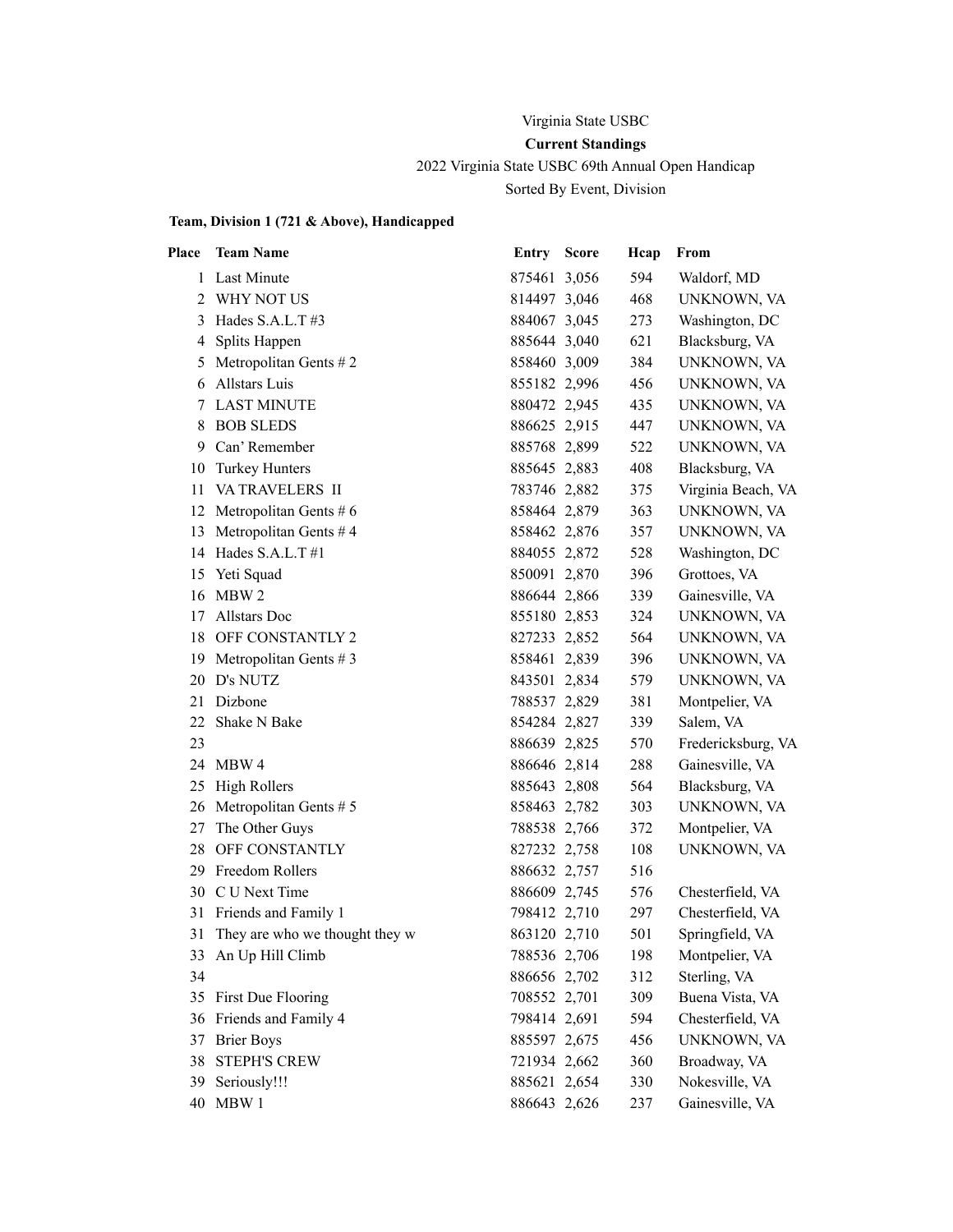# Virginia State USBC

## Current Standings

2022 Virginia State USBC 69th Annual Open Handicap

Sorted By Event, Division

### Team, Division 1 (721 & Above), Handicapped

| Place | Team Name | Entry | Score | Hcap | From |
|---|---|---|---|---|---|
| 1 | Last Minute | 875461 | 3,056 | 594 | Waldorf, MD |
| 2 | WHY NOT US | 814497 | 3,046 | 468 | UNKNOWN, VA |
| 3 | Hades S.A.L.T #3 | 884067 | 3,045 | 273 | Washington, DC |
| 4 | Splits Happen | 885644 | 3,040 | 621 | Blacksburg, VA |
| 5 | Metropolitan Gents # 2 | 858460 | 3,009 | 384 | UNKNOWN, VA |
| 6 | Allstars Luis | 855182 | 2,996 | 456 | UNKNOWN, VA |
| 7 | LAST MINUTE | 880472 | 2,945 | 435 | UNKNOWN, VA |
| 8 | BOB SLEDS | 886625 | 2,915 | 447 | UNKNOWN, VA |
| 9 | Can' Remember | 885768 | 2,899 | 522 | UNKNOWN, VA |
| 10 | Turkey Hunters | 885645 | 2,883 | 408 | Blacksburg, VA |
| 11 | VA TRAVELERS II | 783746 | 2,882 | 375 | Virginia Beach, VA |
| 12 | Metropolitan Gents # 6 | 858464 | 2,879 | 363 | UNKNOWN, VA |
| 13 | Metropolitan Gents # 4 | 858462 | 2,876 | 357 | UNKNOWN, VA |
| 14 | Hades S.A.L.T #1 | 884055 | 2,872 | 528 | Washington, DC |
| 15 | Yeti Squad | 850091 | 2,870 | 396 | Grottoes, VA |
| 16 | MBW 2 | 886644 | 2,866 | 339 | Gainesville, VA |
| 17 | Allstars Doc | 855180 | 2,853 | 324 | UNKNOWN, VA |
| 18 | OFF CONSTANTLY 2 | 827233 | 2,852 | 564 | UNKNOWN, VA |
| 19 | Metropolitan Gents # 3 | 858461 | 2,839 | 396 | UNKNOWN, VA |
| 20 | D's NUTZ | 843501 | 2,834 | 579 | UNKNOWN, VA |
| 21 | Dizbone | 788537 | 2,829 | 381 | Montpelier, VA |
| 22 | Shake N Bake | 854284 | 2,827 | 339 | Salem, VA |
| 23 | | 886639 | 2,825 | 570 | Fredericksburg, VA |
| 24 | MBW 4 | 886646 | 2,814 | 288 | Gainesville, VA |
| 25 | High Rollers | 885643 | 2,808 | 564 | Blacksburg, VA |
| 26 | Metropolitan Gents # 5 | 858463 | 2,782 | 303 | UNKNOWN, VA |
| 27 | The Other Guys | 788538 | 2,766 | 372 | Montpelier, VA |
| 28 | OFF CONSTANTLY | 827232 | 2,758 | 108 | UNKNOWN, VA |
| 29 | Freedom Rollers | 886632 | 2,757 | 516 | |
| 30 | C U Next Time | 886609 | 2,745 | 576 | Chesterfield, VA |
| 31 | Friends and Family 1 | 798412 | 2,710 | 297 | Chesterfield, VA |
| 31 | They are who we thought they w | 863120 | 2,710 | 501 | Springfield, VA |
| 33 | An Up Hill Climb | 788536 | 2,706 | 198 | Montpelier, VA |
| 34 | | 886656 | 2,702 | 312 | Sterling, VA |
| 35 | First Due Flooring | 708552 | 2,701 | 309 | Buena Vista, VA |
| 36 | Friends and Family 4 | 798414 | 2,691 | 594 | Chesterfield, VA |
| 37 | Brier Boys | 885597 | 2,675 | 456 | UNKNOWN, VA |
| 38 | STEPH'S CREW | 721934 | 2,662 | 360 | Broadway, VA |
| 39 | Seriously!!! | 885621 | 2,654 | 330 | Nokesville, VA |
| 40 | MBW 1 | 886643 | 2,626 | 237 | Gainesville, VA |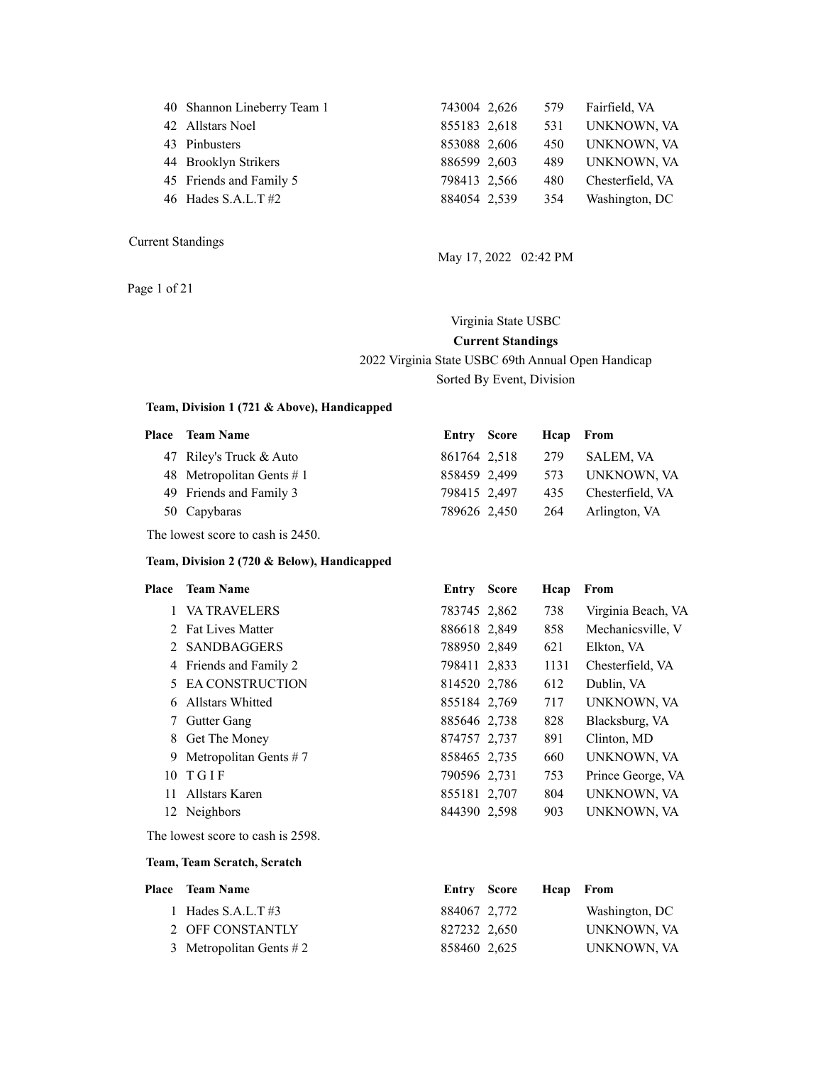| Place | Team Name | Entry | Score | Hcap | From |
|---|---|---|---|---|---|
| 40 | Shannon Lineberry Team 1 | 743004 | 2,626 | 579 | Fairfield, VA |
| 42 | Allstars Noel | 855183 | 2,618 | 531 | UNKNOWN, VA |
| 43 | Pinbusters | 853088 | 2,606 | 450 | UNKNOWN, VA |
| 44 | Brooklyn Strikers | 886599 | 2,603 | 489 | UNKNOWN, VA |
| 45 | Friends and Family 5 | 798413 | 2,566 | 480 | Chesterfield, VA |
| 46 | Hades S.A.L.T #2 | 884054 | 2,539 | 354 | Washington, DC |

Current Standings

May 17, 2022 02:42 PM

Virginia State USBC

**Current Standings**

2022 Virginia State USBC 69th Annual Open Handicap

Sorted By Event, Division

### Team, Division 1 (721 & Above), Handicapped

| Place | Team Name | Entry | Score | Hcap | From |
|---|---|---|---|---|---|
| 47 | Riley's Truck & Auto | 861764 | 2,518 | 279 | SALEM, VA |
| 48 | Metropolitan Gents # 1 | 858459 | 2,499 | 573 | UNKNOWN, VA |
| 49 | Friends and Family 3 | 798415 | 2,497 | 435 | Chesterfield, VA |
| 50 | Capybaras | 789626 | 2,450 | 264 | Arlington, VA |

The lowest score to cash is 2450.

### Team, Division 2 (720 & Below), Handicapped

| Place | Team Name | Entry | Score | Hcap | From |
|---|---|---|---|---|---|
| 1 | VA TRAVELERS | 783745 | 2,862 | 738 | Virginia Beach, VA |
| 2 | Fat Lives Matter | 886618 | 2,849 | 858 | Mechanicsville, V |
| 2 | SANDBAGGERS | 788950 | 2,849 | 621 | Elkton, VA |
| 4 | Friends and Family 2 | 798411 | 2,833 | 1131 | Chesterfield, VA |
| 5 | EA CONSTRUCTION | 814520 | 2,786 | 612 | Dublin, VA |
| 6 | Allstars Whitted | 855184 | 2,769 | 717 | UNKNOWN, VA |
| 7 | Gutter Gang | 885646 | 2,738 | 828 | Blacksburg, VA |
| 8 | Get The Money | 874757 | 2,737 | 891 | Clinton, MD |
| 9 | Metropolitan Gents # 7 | 858465 | 2,735 | 660 | UNKNOWN, VA |
| 10 | T G I F | 790596 | 2,731 | 753 | Prince George, VA |
| 11 | Allstars Karen | 855181 | 2,707 | 804 | UNKNOWN, VA |
| 12 | Neighbors | 844390 | 2,598 | 903 | UNKNOWN, VA |

The lowest score to cash is 2598.

### Team, Team Scratch, Scratch

| Place | Team Name | Entry | Score | Hcap | From |
|---|---|---|---|---|---|
| 1 | Hades S.A.L.T #3 | 884067 | 2,772 | | Washington, DC |
| 2 | OFF CONSTANTLY | 827232 | 2,650 | | UNKNOWN, VA |
| 3 | Metropolitan Gents # 2 | 858460 | 2,625 | | UNKNOWN, VA |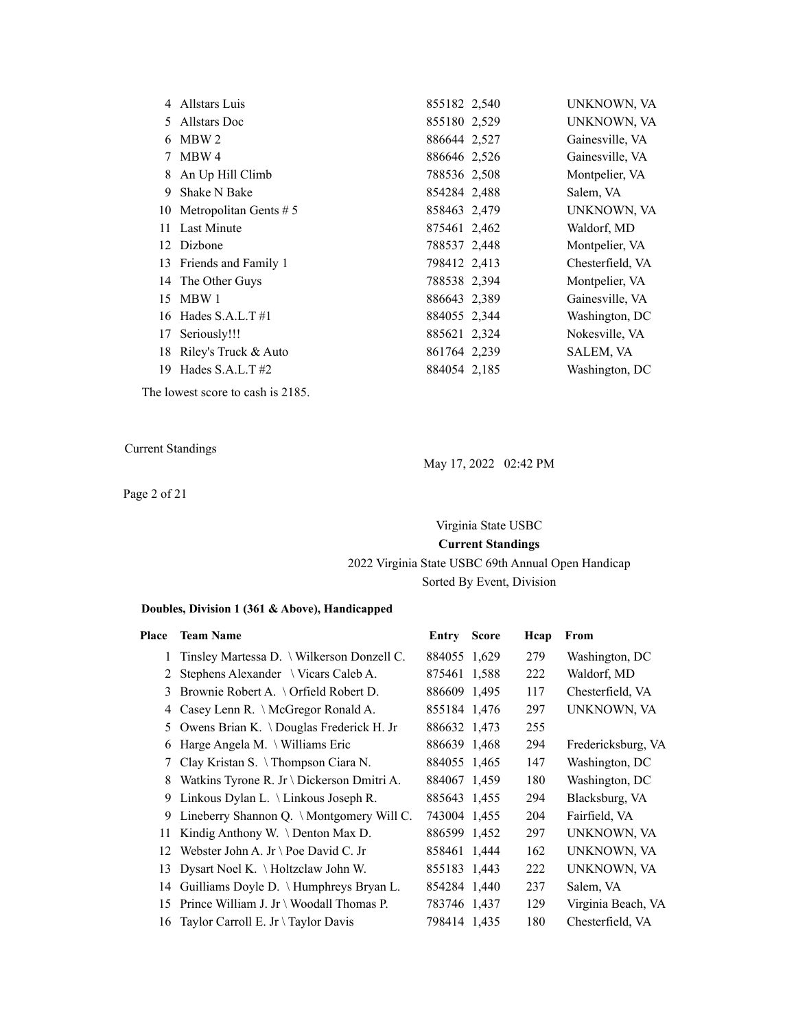| Place | Team Name | Entry | Score | From |
|---|---|---|---|---|
| 4 | Allstars Luis | 855182 | 2,540 | UNKNOWN, VA |
| 5 | Allstars Doc | 855180 | 2,529 | UNKNOWN, VA |
| 6 | MBW 2 | 886644 | 2,527 | Gainesville, VA |
| 7 | MBW 4 | 886646 | 2,526 | Gainesville, VA |
| 8 | An Up Hill Climb | 788536 | 2,508 | Montpelier, VA |
| 9 | Shake N Bake | 854284 | 2,488 | Salem, VA |
| 10 | Metropolitan Gents # 5 | 858463 | 2,479 | UNKNOWN, VA |
| 11 | Last Minute | 875461 | 2,462 | Waldorf, MD |
| 12 | Dizbone | 788537 | 2,448 | Montpelier, VA |
| 13 | Friends and Family 1 | 798412 | 2,413 | Chesterfield, VA |
| 14 | The Other Guys | 788538 | 2,394 | Montpelier, VA |
| 15 | MBW 1 | 886643 | 2,389 | Gainesville, VA |
| 16 | Hades S.A.L.T #1 | 884055 | 2,344 | Washington, DC |
| 17 | Seriously!!! | 885621 | 2,324 | Nokesville, VA |
| 18 | Riley's Truck & Auto | 861764 | 2,239 | SALEM, VA |
| 19 | Hades S.A.L.T #2 | 884054 | 2,185 | Washington, DC |

The lowest score to cash is 2185.

Current Standings

May 17, 2022 02:42 PM

Virginia State USBC

**Current Standings**

2022 Virginia State USBC 69th Annual Open Handicap

Sorted By Event, Division

**Doubles, Division 1 (361 & Above), Handicapped**

| Place | Team Name | Entry | Score | Hcap | From |
|---|---|---|---|---|---|
| 1 | Tinsley Martessa D. \ Wilkerson Donzell C. | 884055 | 1,629 | 279 | Washington, DC |
| 2 | Stephens Alexander \ Vicars Caleb A. | 875461 | 1,588 | 222 | Waldorf, MD |
| 3 | Brownie Robert A. \ Orfield Robert D. | 886609 | 1,495 | 117 | Chesterfield, VA |
| 4 | Casey Lenn R. \ McGregor Ronald A. | 855184 | 1,476 | 297 | UNKNOWN, VA |
| 5 | Owens Brian K. \ Douglas Frederick H. Jr | 886632 | 1,473 | 255 | |
| 6 | Harge Angela M. \ Williams Eric | 886639 | 1,468 | 294 | Fredericksburg, VA |
| 7 | Clay Kristan S. \ Thompson Ciara N. | 884055 | 1,465 | 147 | Washington, DC |
| 8 | Watkins Tyrone R. Jr \ Dickerson Dmitri A. | 884067 | 1,459 | 180 | Washington, DC |
| 9 | Linkous Dylan L. \ Linkous Joseph R. | 885643 | 1,455 | 294 | Blacksburg, VA |
| 9 | Lineberry Shannon Q. \ Montgomery Will C. | 743004 | 1,455 | 204 | Fairfield, VA |
| 11 | Kindig Anthony W. \ Denton Max D. | 886599 | 1,452 | 297 | UNKNOWN, VA |
| 12 | Webster John A. Jr \ Poe David C. Jr | 858461 | 1,444 | 162 | UNKNOWN, VA |
| 13 | Dysart Noel K. \ Holtzclaw John W. | 855183 | 1,443 | 222 | UNKNOWN, VA |
| 14 | Guilliams Doyle D. \ Humphreys Bryan L. | 854284 | 1,440 | 237 | Salem, VA |
| 15 | Prince William J. Jr \ Woodall Thomas P. | 783746 | 1,437 | 129 | Virginia Beach, VA |
| 16 | Taylor Carroll E. Jr \ Taylor Davis | 798414 | 1,435 | 180 | Chesterfield, VA |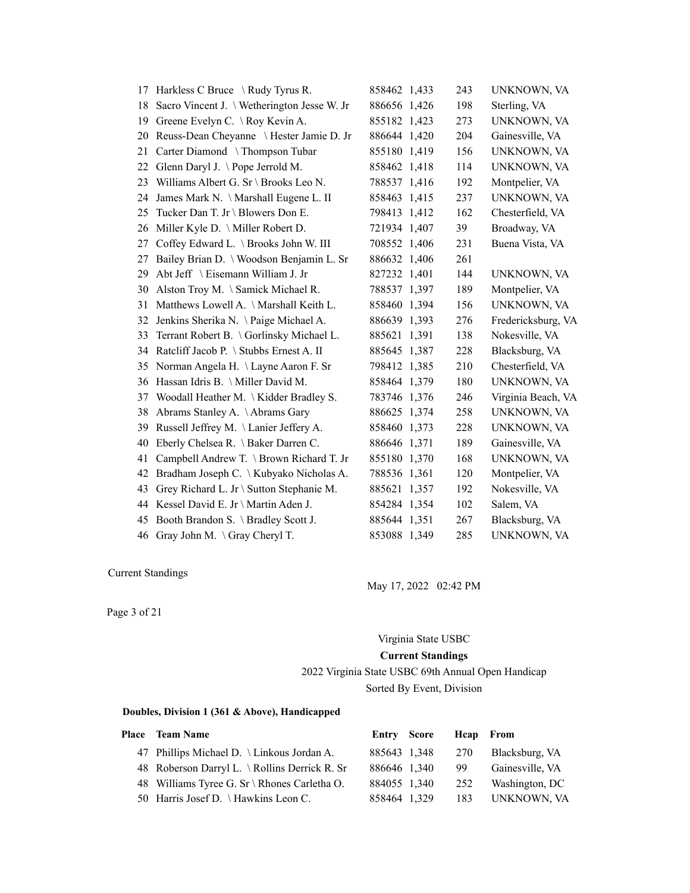| Place | Team Name | Entry | Score | Hcap | From |
|---|---|---|---|---|---|
| 17 | Harkless C Bruce \ Rudy Tyrus R. | 858462 | 1,433 | 243 | UNKNOWN, VA |
| 18 | Sacro Vincent J. \ Wetherington Jesse W. Jr | 886656 | 1,426 | 198 | Sterling, VA |
| 19 | Greene Evelyn C. \ Roy Kevin A. | 855182 | 1,423 | 273 | UNKNOWN, VA |
| 20 | Reuss-Dean Cheyanne \ Hester Jamie D. Jr | 886644 | 1,420 | 204 | Gainesville, VA |
| 21 | Carter Diamond \ Thompson Tubar | 855180 | 1,419 | 156 | UNKNOWN, VA |
| 22 | Glenn Daryl J. \ Pope Jerrold M. | 858462 | 1,418 | 114 | UNKNOWN, VA |
| 23 | Williams Albert G. Sr \ Brooks Leo N. | 788537 | 1,416 | 192 | Montpelier, VA |
| 24 | James Mark N. \ Marshall Eugene L. II | 858463 | 1,415 | 237 | UNKNOWN, VA |
| 25 | Tucker Dan T. Jr \ Blowers Don E. | 798413 | 1,412 | 162 | Chesterfield, VA |
| 26 | Miller Kyle D. \ Miller Robert D. | 721934 | 1,407 | 39 | Broadway, VA |
| 27 | Coffey Edward L. \ Brooks John W. III | 708552 | 1,406 | 231 | Buena Vista, VA |
| 27 | Bailey Brian D. \ Woodson Benjamin L. Sr | 886632 | 1,406 | 261 | |
| 29 | Abt Jeff \ Eisemann William J. Jr | 827232 | 1,401 | 144 | UNKNOWN, VA |
| 30 | Alston Troy M. \ Samick Michael R. | 788537 | 1,397 | 189 | Montpelier, VA |
| 31 | Matthews Lowell A. \ Marshall Keith L. | 858460 | 1,394 | 156 | UNKNOWN, VA |
| 32 | Jenkins Sherika N. \ Paige Michael A. | 886639 | 1,393 | 276 | Fredericksburg, VA |
| 33 | Terrant Robert B. \ Gorlinsky Michael L. | 885621 | 1,391 | 138 | Nokesville, VA |
| 34 | Ratcliff Jacob P. \ Stubbs Ernest A. II | 885645 | 1,387 | 228 | Blacksburg, VA |
| 35 | Norman Angela H. \ Layne Aaron F. Sr | 798412 | 1,385 | 210 | Chesterfield, VA |
| 36 | Hassan Idris B. \ Miller David M. | 858464 | 1,379 | 180 | UNKNOWN, VA |
| 37 | Woodall Heather M. \ Kidder Bradley S. | 783746 | 1,376 | 246 | Virginia Beach, VA |
| 38 | Abrams Stanley A. \ Abrams Gary | 886625 | 1,374 | 258 | UNKNOWN, VA |
| 39 | Russell Jeffrey M. \ Lanier Jeffery A. | 858460 | 1,373 | 228 | UNKNOWN, VA |
| 40 | Eberly Chelsea R. \ Baker Darren C. | 886646 | 1,371 | 189 | Gainesville, VA |
| 41 | Campbell Andrew T. \ Brown Richard T. Jr | 855180 | 1,370 | 168 | UNKNOWN, VA |
| 42 | Bradham Joseph C. \ Kubyako Nicholas A. | 788536 | 1,361 | 120 | Montpelier, VA |
| 43 | Grey Richard L. Jr \ Sutton Stephanie M. | 885621 | 1,357 | 192 | Nokesville, VA |
| 44 | Kessel David E. Jr \ Martin Aden J. | 854284 | 1,354 | 102 | Salem, VA |
| 45 | Booth Brandon S. \ Bradley Scott J. | 885644 | 1,351 | 267 | Blacksburg, VA |
| 46 | Gray John M. \ Gray Cheryl T. | 853088 | 1,349 | 285 | UNKNOWN, VA |

Current Standings

May 17, 2022 02:42 PM

Virginia State USBC

**Current Standings**

2022 Virginia State USBC 69th Annual Open Handicap

Sorted By Event, Division

**Doubles, Division 1 (361 & Above), Handicapped**

| Place | Team Name | Entry | Score | Hcap | From |
|---|---|---|---|---|---|
| 47 | Phillips Michael D. \ Linkous Jordan A. | 885643 | 1,348 | 270 | Blacksburg, VA |
| 48 | Roberson Darryl L. \ Rollins Derrick R. Sr | 886646 | 1,340 | 99 | Gainesville, VA |
| 48 | Williams Tyree G. Sr \ Rhones Carletha O. | 884055 | 1,340 | 252 | Washington, DC |
| 50 | Harris Josef D. \ Hawkins Leon C. | 858464 | 1,329 | 183 | UNKNOWN, VA |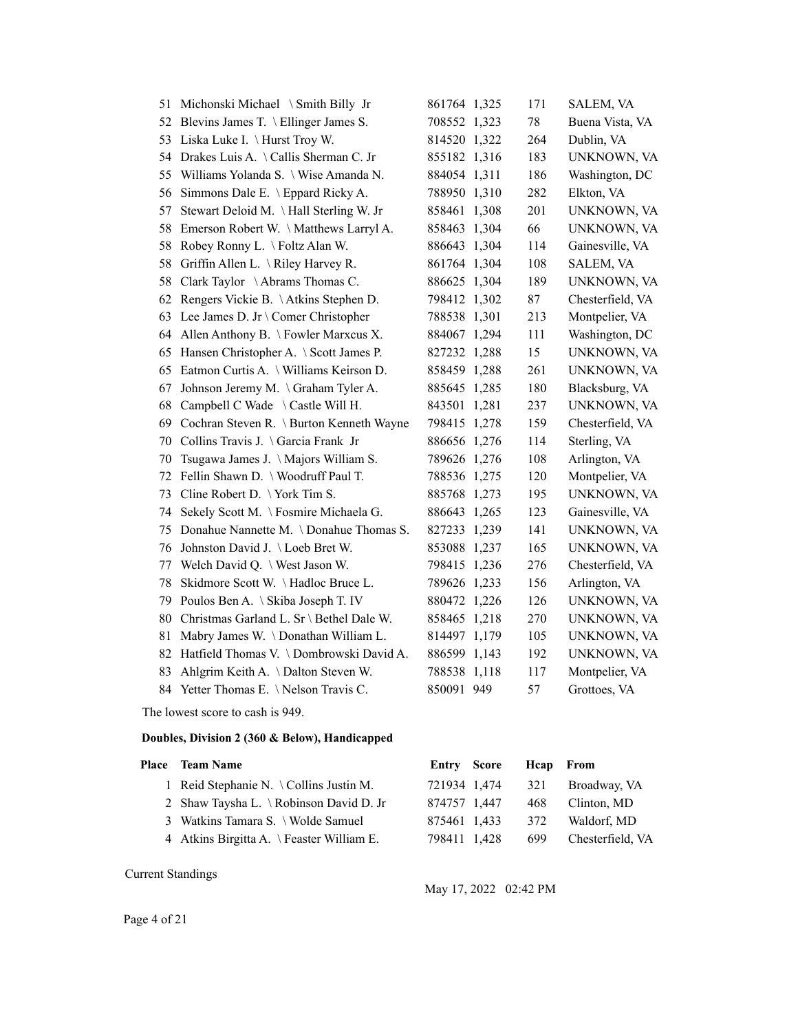| Place | Team Name | Entry | Score | Hcap | From |
|---|---|---|---|---|---|
| 51 | Michonski Michael \ Smith Billy Jr | 861764 | 1,325 | 171 | SALEM, VA |
| 52 | Blevins James T. \ Ellinger James S. | 708552 | 1,323 | 78 | Buena Vista, VA |
| 53 | Liska Luke I. \ Hurst Troy W. | 814520 | 1,322 | 264 | Dublin, VA |
| 54 | Drakes Luis A. \ Callis Sherman C. Jr | 855182 | 1,316 | 183 | UNKNOWN, VA |
| 55 | Williams Yolanda S. \ Wise Amanda N. | 884054 | 1,311 | 186 | Washington, DC |
| 56 | Simmons Dale E. \ Eppard Ricky A. | 788950 | 1,310 | 282 | Elkton, VA |
| 57 | Stewart Deloid M. \ Hall Sterling W. Jr | 858461 | 1,308 | 201 | UNKNOWN, VA |
| 58 | Emerson Robert W. \ Matthews Larryl A. | 858463 | 1,304 | 66 | UNKNOWN, VA |
| 58 | Robey Ronny L. \ Foltz Alan W. | 886643 | 1,304 | 114 | Gainesville, VA |
| 58 | Griffin Allen L. \ Riley Harvey R. | 861764 | 1,304 | 108 | SALEM, VA |
| 58 | Clark Taylor \ Abrams Thomas C. | 886625 | 1,304 | 189 | UNKNOWN, VA |
| 62 | Rengers Vickie B. \ Atkins Stephen D. | 798412 | 1,302 | 87 | Chesterfield, VA |
| 63 | Lee James D. Jr \ Comer Christopher | 788538 | 1,301 | 213 | Montpelier, VA |
| 64 | Allen Anthony B. \ Fowler Marxcus X. | 884067 | 1,294 | 111 | Washington, DC |
| 65 | Hansen Christopher A. \ Scott James P. | 827232 | 1,288 | 15 | UNKNOWN, VA |
| 65 | Eatmon Curtis A. \ Williams Keirson D. | 858459 | 1,288 | 261 | UNKNOWN, VA |
| 67 | Johnson Jeremy M. \ Graham Tyler A. | 885645 | 1,285 | 180 | Blacksburg, VA |
| 68 | Campbell C Wade \ Castle Will H. | 843501 | 1,281 | 237 | UNKNOWN, VA |
| 69 | Cochran Steven R. \ Burton Kenneth Wayne | 798415 | 1,278 | 159 | Chesterfield, VA |
| 70 | Collins Travis J. \ Garcia Frank Jr | 886656 | 1,276 | 114 | Sterling, VA |
| 70 | Tsugawa James J. \ Majors William S. | 789626 | 1,276 | 108 | Arlington, VA |
| 72 | Fellin Shawn D. \ Woodruff Paul T. | 788536 | 1,275 | 120 | Montpelier, VA |
| 73 | Cline Robert D. \ York Tim S. | 885768 | 1,273 | 195 | UNKNOWN, VA |
| 74 | Sekely Scott M. \ Fosmire Michaela G. | 886643 | 1,265 | 123 | Gainesville, VA |
| 75 | Donahue Nannette M. \ Donahue Thomas S. | 827233 | 1,239 | 141 | UNKNOWN, VA |
| 76 | Johnston David J. \ Loeb Bret W. | 853088 | 1,237 | 165 | UNKNOWN, VA |
| 77 | Welch David Q. \ West Jason W. | 798415 | 1,236 | 276 | Chesterfield, VA |
| 78 | Skidmore Scott W. \ Hadloc Bruce L. | 789626 | 1,233 | 156 | Arlington, VA |
| 79 | Poulos Ben A. \ Skiba Joseph T. IV | 880472 | 1,226 | 126 | UNKNOWN, VA |
| 80 | Christmas Garland L. Sr \ Bethel Dale W. | 858465 | 1,218 | 270 | UNKNOWN, VA |
| 81 | Mabry James W. \ Donathan William L. | 814497 | 1,179 | 105 | UNKNOWN, VA |
| 82 | Hatfield Thomas V. \ Dombrowski David A. | 886599 | 1,143 | 192 | UNKNOWN, VA |
| 83 | Ahlgrim Keith A. \ Dalton Steven W. | 788538 | 1,118 | 117 | Montpelier, VA |
| 84 | Yetter Thomas E. \ Nelson Travis C. | 850091 | 949 | 57 | Grottoes, VA |

The lowest score to cash is 949.

**Doubles, Division 2 (360 & Below), Handicapped**

| Place | Team Name | Entry | Score | Hcap | From |
|---|---|---|---|---|---|
| 1 | Reid Stephanie N. \ Collins Justin M. | 721934 | 1,474 | 321 | Broadway, VA |
| 2 | Shaw Taysha L. \ Robinson David D. Jr | 874757 | 1,447 | 468 | Clinton, MD |
| 3 | Watkins Tamara S. \ Wolde Samuel | 875461 | 1,433 | 372 | Waldorf, MD |
| 4 | Atkins Birgitta A. \ Feaster William E. | 798411 | 1,428 | 699 | Chesterfield, VA |

Current Standings

May 17, 2022 02:42 PM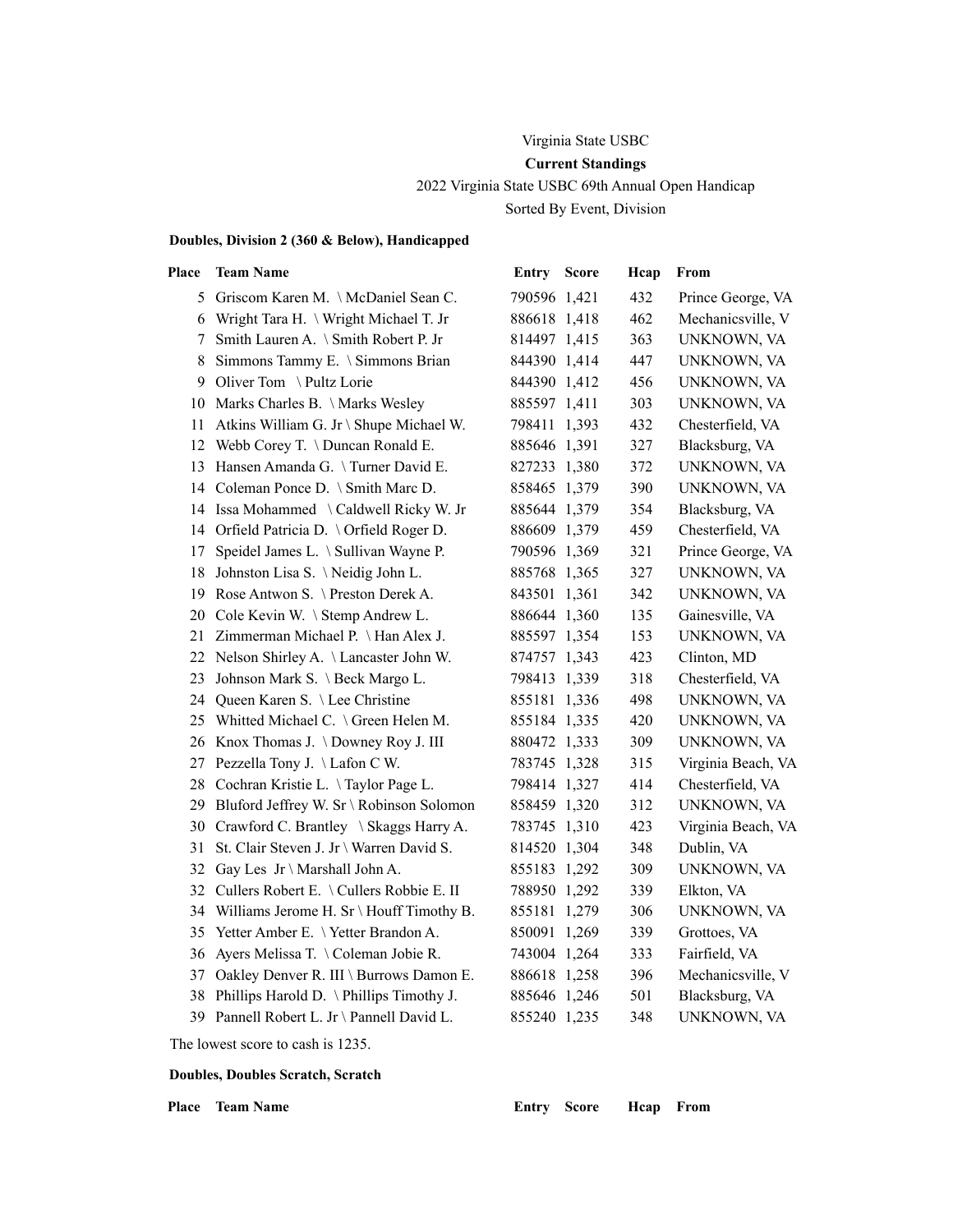Virginia State USBC

**Current Standings**

2022 Virginia State USBC 69th Annual Open Handicap

Sorted By Event, Division

**Doubles, Division 2 (360 & Below), Handicapped**

| Place | Team Name | Entry | Score | Hcap | From |
|---|---|---|---|---|---|
| 5 | Griscom Karen M. \ McDaniel Sean C. | 790596 | 1,421 | 432 | Prince George, VA |
| 6 | Wright Tara H. \ Wright Michael T. Jr | 886618 | 1,418 | 462 | Mechanicsville, V |
| 7 | Smith Lauren A. \ Smith Robert P. Jr | 814497 | 1,415 | 363 | UNKNOWN, VA |
| 8 | Simmons Tammy E. \ Simmons Brian | 844390 | 1,414 | 447 | UNKNOWN, VA |
| 9 | Oliver Tom \ Pultz Lorie | 844390 | 1,412 | 456 | UNKNOWN, VA |
| 10 | Marks Charles B. \ Marks Wesley | 885597 | 1,411 | 303 | UNKNOWN, VA |
| 11 | Atkins William G. Jr \ Shupe Michael W. | 798411 | 1,393 | 432 | Chesterfield, VA |
| 12 | Webb Corey T. \ Duncan Ronald E. | 885646 | 1,391 | 327 | Blacksburg, VA |
| 13 | Hansen Amanda G. \ Turner David E. | 827233 | 1,380 | 372 | UNKNOWN, VA |
| 14 | Coleman Ponce D. \ Smith Marc D. | 858465 | 1,379 | 390 | UNKNOWN, VA |
| 14 | Issa Mohammed \ Caldwell Ricky W. Jr | 885644 | 1,379 | 354 | Blacksburg, VA |
| 14 | Orfield Patricia D. \ Orfield Roger D. | 886609 | 1,379 | 459 | Chesterfield, VA |
| 17 | Speidel James L. \ Sullivan Wayne P. | 790596 | 1,369 | 321 | Prince George, VA |
| 18 | Johnston Lisa S. \ Neidig John L. | 885768 | 1,365 | 327 | UNKNOWN, VA |
| 19 | Rose Antwon S. \ Preston Derek A. | 843501 | 1,361 | 342 | UNKNOWN, VA |
| 20 | Cole Kevin W. \ Stemp Andrew L. | 886644 | 1,360 | 135 | Gainesville, VA |
| 21 | Zimmerman Michael P. \ Han Alex J. | 885597 | 1,354 | 153 | UNKNOWN, VA |
| 22 | Nelson Shirley A. \ Lancaster John W. | 874757 | 1,343 | 423 | Clinton, MD |
| 23 | Johnson Mark S. \ Beck Margo L. | 798413 | 1,339 | 318 | Chesterfield, VA |
| 24 | Queen Karen S. \ Lee Christine | 855181 | 1,336 | 498 | UNKNOWN, VA |
| 25 | Whitted Michael C. \ Green Helen M. | 855184 | 1,335 | 420 | UNKNOWN, VA |
| 26 | Knox Thomas J. \ Downey Roy J. III | 880472 | 1,333 | 309 | UNKNOWN, VA |
| 27 | Pezzella Tony J. \ Lafon C W. | 783745 | 1,328 | 315 | Virginia Beach, VA |
| 28 | Cochran Kristie L. \ Taylor Page L. | 798414 | 1,327 | 414 | Chesterfield, VA |
| 29 | Bluford Jeffrey W. Sr \ Robinson Solomon | 858459 | 1,320 | 312 | UNKNOWN, VA |
| 30 | Crawford C. Brantley \ Skaggs Harry A. | 783745 | 1,310 | 423 | Virginia Beach, VA |
| 31 | St. Clair Steven J. Jr \ Warren David S. | 814520 | 1,304 | 348 | Dublin, VA |
| 32 | Gay Les Jr \ Marshall John A. | 855183 | 1,292 | 309 | UNKNOWN, VA |
| 32 | Cullers Robert E. \ Cullers Robbie E. II | 788950 | 1,292 | 339 | Elkton, VA |
| 34 | Williams Jerome H. Sr \ Houff Timothy B. | 855181 | 1,279 | 306 | UNKNOWN, VA |
| 35 | Yetter Amber E. \ Yetter Brandon A. | 850091 | 1,269 | 339 | Grottoes, VA |
| 36 | Ayers Melissa T. \ Coleman Jobie R. | 743004 | 1,264 | 333 | Fairfield, VA |
| 37 | Oakley Denver R. III \ Burrows Damon E. | 886618 | 1,258 | 396 | Mechanicsville, V |
| 38 | Phillips Harold D. \ Phillips Timothy J. | 885646 | 1,246 | 501 | Blacksburg, VA |
| 39 | Pannell Robert L. Jr \ Pannell David L. | 855240 | 1,235 | 348 | UNKNOWN, VA |

The lowest score to cash is 1235.

**Doubles, Doubles Scratch, Scratch**

| Place | Team Name | Entry | Score | Hcap | From |
|---|---|---|---|---|---|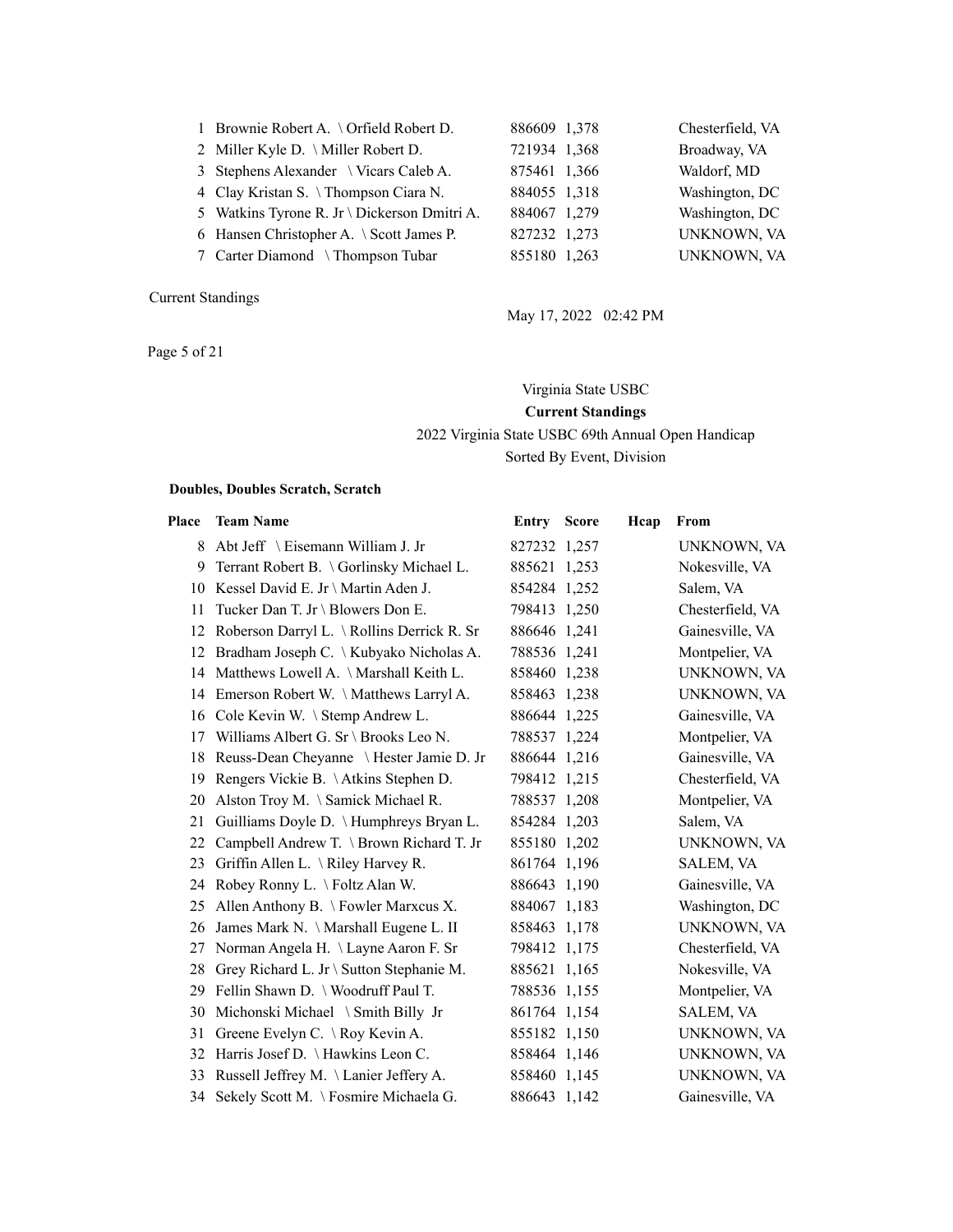| Place | Team Name | Entry | Score | Hcap | From |
|---|---|---|---|---|---|
| 1 | Brownie Robert A. \ Orfield Robert D. | 886609 | 1,378 | | Chesterfield, VA |
| 2 | Miller Kyle D. \ Miller Robert D. | 721934 | 1,368 | | Broadway, VA |
| 3 | Stephens Alexander \ Vicars Caleb A. | 875461 | 1,366 | | Waldorf, MD |
| 4 | Clay Kristan S. \ Thompson Ciara N. | 884055 | 1,318 | | Washington, DC |
| 5 | Watkins Tyrone R. Jr \ Dickerson Dmitri A. | 884067 | 1,279 | | Washington, DC |
| 6 | Hansen Christopher A. \ Scott James P. | 827232 | 1,273 | | UNKNOWN, VA |
| 7 | Carter Diamond \ Thompson Tubar | 855180 | 1,263 | | UNKNOWN, VA |

Current Standings

May 17, 2022 02:42 PM

Virginia State USBC

**Current Standings**

2022 Virginia State USBC 69th Annual Open Handicap

Sorted By Event, Division

**Doubles, Doubles Scratch, Scratch**

| Place | Team Name | Entry | Score | Hcap | From |
|---|---|---|---|---|---|
| 8 | Abt Jeff \ Eisemann William J. Jr | 827232 | 1,257 | | UNKNOWN, VA |
| 9 | Terrant Robert B. \ Gorlinsky Michael L. | 885621 | 1,253 | | Nokesville, VA |
| 10 | Kessel David E. Jr \ Martin Aden J. | 854284 | 1,252 | | Salem, VA |
| 11 | Tucker Dan T. Jr \ Blowers Don E. | 798413 | 1,250 | | Chesterfield, VA |
| 12 | Roberson Darryl L. \ Rollins Derrick R. Sr | 886646 | 1,241 | | Gainesville, VA |
| 12 | Bradham Joseph C. \ Kubyako Nicholas A. | 788536 | 1,241 | | Montpelier, VA |
| 14 | Matthews Lowell A. \ Marshall Keith L. | 858460 | 1,238 | | UNKNOWN, VA |
| 14 | Emerson Robert W. \ Matthews Larryl A. | 858463 | 1,238 | | UNKNOWN, VA |
| 16 | Cole Kevin W. \ Stemp Andrew L. | 886644 | 1,225 | | Gainesville, VA |
| 17 | Williams Albert G. Sr \ Brooks Leo N. | 788537 | 1,224 | | Montpelier, VA |
| 18 | Reuss-Dean Cheyanne \ Hester Jamie D. Jr | 886644 | 1,216 | | Gainesville, VA |
| 19 | Rengers Vickie B. \ Atkins Stephen D. | 798412 | 1,215 | | Chesterfield, VA |
| 20 | Alston Troy M. \ Samick Michael R. | 788537 | 1,208 | | Montpelier, VA |
| 21 | Guilliams Doyle D. \ Humphreys Bryan L. | 854284 | 1,203 | | Salem, VA |
| 22 | Campbell Andrew T. \ Brown Richard T. Jr | 855180 | 1,202 | | UNKNOWN, VA |
| 23 | Griffin Allen L. \ Riley Harvey R. | 861764 | 1,196 | | SALEM, VA |
| 24 | Robey Ronny L. \ Foltz Alan W. | 886643 | 1,190 | | Gainesville, VA |
| 25 | Allen Anthony B. \ Fowler Marxcus X. | 884067 | 1,183 | | Washington, DC |
| 26 | James Mark N. \ Marshall Eugene L. II | 858463 | 1,178 | | UNKNOWN, VA |
| 27 | Norman Angela H. \ Layne Aaron F. Sr | 798412 | 1,175 | | Chesterfield, VA |
| 28 | Grey Richard L. Jr \ Sutton Stephanie M. | 885621 | 1,165 | | Nokesville, VA |
| 29 | Fellin Shawn D. \ Woodruff Paul T. | 788536 | 1,155 | | Montpelier, VA |
| 30 | Michonski Michael \ Smith Billy Jr | 861764 | 1,154 | | SALEM, VA |
| 31 | Greene Evelyn C. \ Roy Kevin A. | 855182 | 1,150 | | UNKNOWN, VA |
| 32 | Harris Josef D. \ Hawkins Leon C. | 858464 | 1,146 | | UNKNOWN, VA |
| 33 | Russell Jeffrey M. \ Lanier Jeffery A. | 858460 | 1,145 | | UNKNOWN, VA |
| 34 | Sekely Scott M. \ Fosmire Michaela G. | 886643 | 1,142 | | Gainesville, VA |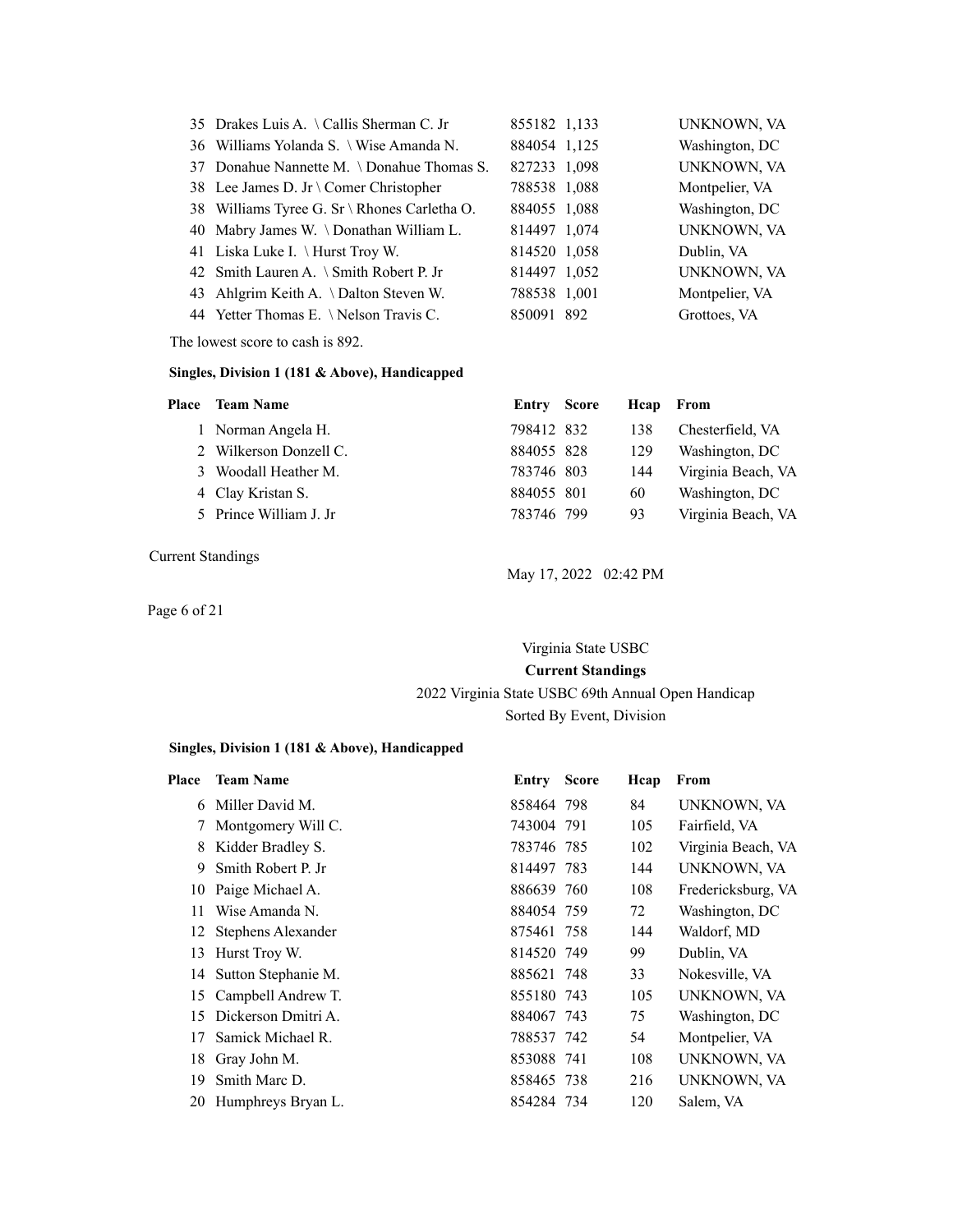| Place | Team Name | Entry | Score | From |
|---|---|---|---|---|
| 35 | Drakes Luis A. \ Callis Sherman C. Jr | 855182 | 1,133 | UNKNOWN, VA |
| 36 | Williams Yolanda S. \ Wise Amanda N. | 884054 | 1,125 | Washington, DC |
| 37 | Donahue Nannette M. \ Donahue Thomas S. | 827233 | 1,098 | UNKNOWN, VA |
| 38 | Lee James D. Jr \ Comer Christopher | 788538 | 1,088 | Montpelier, VA |
| 38 | Williams Tyree G. Sr \ Rhones Carletha O. | 884055 | 1,088 | Washington, DC |
| 40 | Mabry James W. \ Donathan William L. | 814497 | 1,074 | UNKNOWN, VA |
| 41 | Liska Luke I. \ Hurst Troy W. | 814520 | 1,058 | Dublin, VA |
| 42 | Smith Lauren A. \ Smith Robert P. Jr | 814497 | 1,052 | UNKNOWN, VA |
| 43 | Ahlgrim Keith A. \ Dalton Steven W. | 788538 | 1,001 | Montpelier, VA |
| 44 | Yetter Thomas E. \ Nelson Travis C. | 850091 | 892 | Grottoes, VA |

The lowest score to cash is 892.

**Singles, Division 1 (181 & Above), Handicapped**

| Place | Team Name | Entry | Score | Hcap | From |
|---|---|---|---|---|---|
| 1 | Norman Angela H. | 798412 | 832 | 138 | Chesterfield, VA |
| 2 | Wilkerson Donzell C. | 884055 | 828 | 129 | Washington, DC |
| 3 | Woodall Heather M. | 783746 | 803 | 144 | Virginia Beach, VA |
| 4 | Clay Kristan S. | 884055 | 801 | 60 | Washington, DC |
| 5 | Prince William J. Jr | 783746 | 799 | 93 | Virginia Beach, VA |

Current Standings

May 17, 2022 02:42 PM

Virginia State USBC

**Current Standings**

2022 Virginia State USBC 69th Annual Open Handicap

Sorted By Event, Division

**Singles, Division 1 (181 & Above), Handicapped**

| Place | Team Name | Entry | Score | Hcap | From |
|---|---|---|---|---|---|
| 6 | Miller David M. | 858464 | 798 | 84 | UNKNOWN, VA |
| 7 | Montgomery Will C. | 743004 | 791 | 105 | Fairfield, VA |
| 8 | Kidder Bradley S. | 783746 | 785 | 102 | Virginia Beach, VA |
| 9 | Smith Robert P. Jr | 814497 | 783 | 144 | UNKNOWN, VA |
| 10 | Paige Michael A. | 886639 | 760 | 108 | Fredericksburg, VA |
| 11 | Wise Amanda N. | 884054 | 759 | 72 | Washington, DC |
| 12 | Stephens Alexander | 875461 | 758 | 144 | Waldorf, MD |
| 13 | Hurst Troy W. | 814520 | 749 | 99 | Dublin, VA |
| 14 | Sutton Stephanie M. | 885621 | 748 | 33 | Nokesville, VA |
| 15 | Campbell Andrew T. | 855180 | 743 | 105 | UNKNOWN, VA |
| 15 | Dickerson Dmitri A. | 884067 | 743 | 75 | Washington, DC |
| 17 | Samick Michael R. | 788537 | 742 | 54 | Montpelier, VA |
| 18 | Gray John M. | 853088 | 741 | 108 | UNKNOWN, VA |
| 19 | Smith Marc D. | 858465 | 738 | 216 | UNKNOWN, VA |
| 20 | Humphreys Bryan L. | 854284 | 734 | 120 | Salem, VA |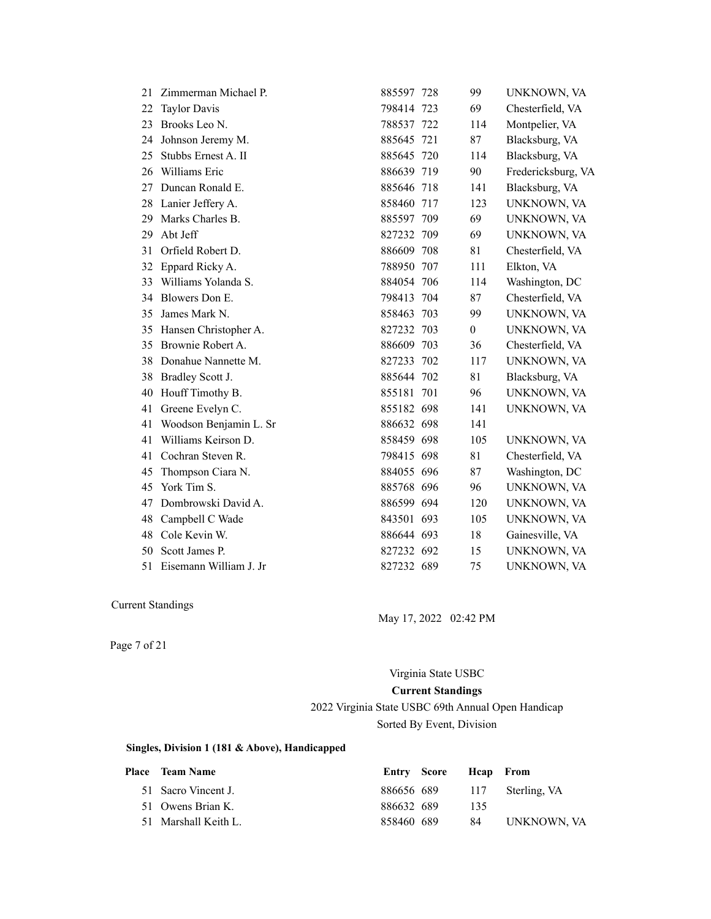| Place | Team Name | Entry | Score | Hcap | From |
|---|---|---|---|---|---|
| 21 | Zimmerman Michael P. | 885597 | 728 | 99 | UNKNOWN, VA |
| 22 | Taylor Davis | 798414 | 723 | 69 | Chesterfield, VA |
| 23 | Brooks Leo N. | 788537 | 722 | 114 | Montpelier, VA |
| 24 | Johnson Jeremy M. | 885645 | 721 | 87 | Blacksburg, VA |
| 25 | Stubbs Ernest A. II | 885645 | 720 | 114 | Blacksburg, VA |
| 26 | Williams Eric | 886639 | 719 | 90 | Fredericksburg, VA |
| 27 | Duncan Ronald E. | 885646 | 718 | 141 | Blacksburg, VA |
| 28 | Lanier Jeffery A. | 858460 | 717 | 123 | UNKNOWN, VA |
| 29 | Marks Charles B. | 885597 | 709 | 69 | UNKNOWN, VA |
| 29 | Abt Jeff | 827232 | 709 | 69 | UNKNOWN, VA |
| 31 | Orfield Robert D. | 886609 | 708 | 81 | Chesterfield, VA |
| 32 | Eppard Ricky A. | 788950 | 707 | 111 | Elkton, VA |
| 33 | Williams Yolanda S. | 884054 | 706 | 114 | Washington, DC |
| 34 | Blowers Don E. | 798413 | 704 | 87 | Chesterfield, VA |
| 35 | James Mark N. | 858463 | 703 | 99 | UNKNOWN, VA |
| 35 | Hansen Christopher A. | 827232 | 703 | 0 | UNKNOWN, VA |
| 35 | Brownie Robert A. | 886609 | 703 | 36 | Chesterfield, VA |
| 38 | Donahue Nannette M. | 827233 | 702 | 117 | UNKNOWN, VA |
| 38 | Bradley Scott J. | 885644 | 702 | 81 | Blacksburg, VA |
| 40 | Houff Timothy B. | 855181 | 701 | 96 | UNKNOWN, VA |
| 41 | Greene Evelyn C. | 855182 | 698 | 141 | UNKNOWN, VA |
| 41 | Woodson Benjamin L. Sr | 886632 | 698 | 141 | |
| 41 | Williams Keirson D. | 858459 | 698 | 105 | UNKNOWN, VA |
| 41 | Cochran Steven R. | 798415 | 698 | 81 | Chesterfield, VA |
| 45 | Thompson Ciara N. | 884055 | 696 | 87 | Washington, DC |
| 45 | York Tim S. | 885768 | 696 | 96 | UNKNOWN, VA |
| 47 | Dombrowski David A. | 886599 | 694 | 120 | UNKNOWN, VA |
| 48 | Campbell C Wade | 843501 | 693 | 105 | UNKNOWN, VA |
| 48 | Cole Kevin W. | 886644 | 693 | 18 | Gainesville, VA |
| 50 | Scott James P. | 827232 | 692 | 15 | UNKNOWN, VA |
| 51 | Eisemann William J. Jr | 827232 | 689 | 75 | UNKNOWN, VA |

Current Standings

May 17, 2022 02:42 PM

Virginia State USBC

**Current Standings**

2022 Virginia State USBC 69th Annual Open Handicap

Sorted By Event, Division

**Singles, Division 1 (181 & Above), Handicapped**

| Place | Team Name | Entry | Score | Hcap | From |
|---|---|---|---|---|---|
| 51 | Sacro Vincent J. | 886656 | 689 | 117 | Sterling, VA |
| 51 | Owens Brian K. | 886632 | 689 | 135 | |
| 51 | Marshall Keith L. | 858460 | 689 | 84 | UNKNOWN, VA |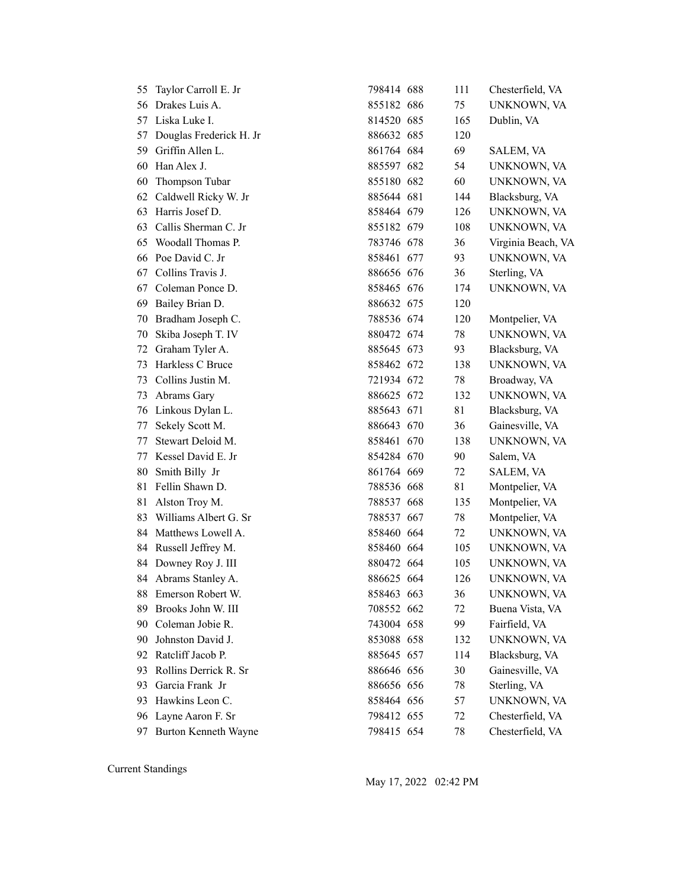| | | | | | |
|---|---|---|---|---|---|
| 55 | Taylor Carroll E. Jr | 798414 | 688 | 111 | Chesterfield, VA |
| 56 | Drakes Luis A. | 855182 | 686 | 75 | UNKNOWN, VA |
| 57 | Liska Luke I. | 814520 | 685 | 165 | Dublin, VA |
| 57 | Douglas Frederick H. Jr | 886632 | 685 | 120 | |
| 59 | Griffin Allen L. | 861764 | 684 | 69 | SALEM, VA |
| 60 | Han Alex J. | 885597 | 682 | 54 | UNKNOWN, VA |
| 60 | Thompson Tubar | 855180 | 682 | 60 | UNKNOWN, VA |
| 62 | Caldwell Ricky W. Jr | 885644 | 681 | 144 | Blacksburg, VA |
| 63 | Harris Josef D. | 858464 | 679 | 126 | UNKNOWN, VA |
| 63 | Callis Sherman C. Jr | 855182 | 679 | 108 | UNKNOWN, VA |
| 65 | Woodall Thomas P. | 783746 | 678 | 36 | Virginia Beach, VA |
| 66 | Poe David C. Jr | 858461 | 677 | 93 | UNKNOWN, VA |
| 67 | Collins Travis J. | 886656 | 676 | 36 | Sterling, VA |
| 67 | Coleman Ponce D. | 858465 | 676 | 174 | UNKNOWN, VA |
| 69 | Bailey Brian D. | 886632 | 675 | 120 | |
| 70 | Bradham Joseph C. | 788536 | 674 | 120 | Montpelier, VA |
| 70 | Skiba Joseph T. IV | 880472 | 674 | 78 | UNKNOWN, VA |
| 72 | Graham Tyler A. | 885645 | 673 | 93 | Blacksburg, VA |
| 73 | Harkless C Bruce | 858462 | 672 | 138 | UNKNOWN, VA |
| 73 | Collins Justin M. | 721934 | 672 | 78 | Broadway, VA |
| 73 | Abrams Gary | 886625 | 672 | 132 | UNKNOWN, VA |
| 76 | Linkous Dylan L. | 885643 | 671 | 81 | Blacksburg, VA |
| 77 | Sekely Scott M. | 886643 | 670 | 36 | Gainesville, VA |
| 77 | Stewart Deloid M. | 858461 | 670 | 138 | UNKNOWN, VA |
| 77 | Kessel David E. Jr | 854284 | 670 | 90 | Salem, VA |
| 80 | Smith Billy Jr | 861764 | 669 | 72 | SALEM, VA |
| 81 | Fellin Shawn D. | 788536 | 668 | 81 | Montpelier, VA |
| 81 | Alston Troy M. | 788537 | 668 | 135 | Montpelier, VA |
| 83 | Williams Albert G. Sr | 788537 | 667 | 78 | Montpelier, VA |
| 84 | Matthews Lowell A. | 858460 | 664 | 72 | UNKNOWN, VA |
| 84 | Russell Jeffrey M. | 858460 | 664 | 105 | UNKNOWN, VA |
| 84 | Downey Roy J. III | 880472 | 664 | 105 | UNKNOWN, VA |
| 84 | Abrams Stanley A. | 886625 | 664 | 126 | UNKNOWN, VA |
| 88 | Emerson Robert W. | 858463 | 663 | 36 | UNKNOWN, VA |
| 89 | Brooks John W. III | 708552 | 662 | 72 | Buena Vista, VA |
| 90 | Coleman Jobie R. | 743004 | 658 | 99 | Fairfield, VA |
| 90 | Johnston David J. | 853088 | 658 | 132 | UNKNOWN, VA |
| 92 | Ratcliff Jacob P. | 885645 | 657 | 114 | Blacksburg, VA |
| 93 | Rollins Derrick R. Sr | 886646 | 656 | 30 | Gainesville, VA |
| 93 | Garcia Frank Jr | 886656 | 656 | 78 | Sterling, VA |
| 93 | Hawkins Leon C. | 858464 | 656 | 57 | UNKNOWN, VA |
| 96 | Layne Aaron F. Sr | 798412 | 655 | 72 | Chesterfield, VA |
| 97 | Burton Kenneth Wayne | 798415 | 654 | 78 | Chesterfield, VA |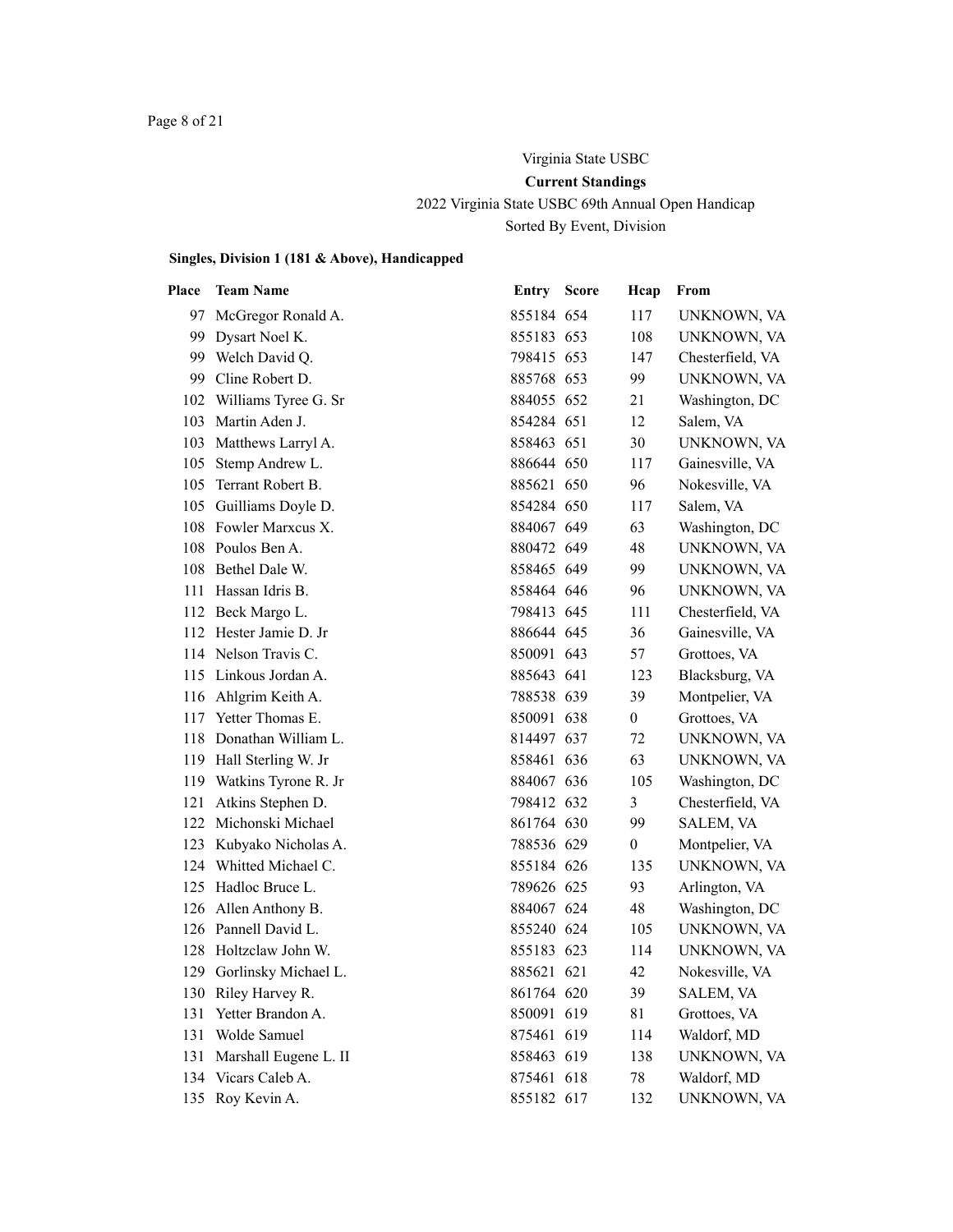Virginia State USBC

**Current Standings**

2022 Virginia State USBC 69th Annual Open Handicap

Sorted By Event, Division

### Singles, Division 1 (181 & Above), Handicapped

| Place | Team Name | Entry | Score | Hcap | From |
|---|---|---|---|---|---|
| 97 | McGregor Ronald A. | 855184 | 654 | 117 | UNKNOWN, VA |
| 99 | Dysart Noel K. | 855183 | 653 | 108 | UNKNOWN, VA |
| 99 | Welch David Q. | 798415 | 653 | 147 | Chesterfield, VA |
| 99 | Cline Robert D. | 885768 | 653 | 99 | UNKNOWN, VA |
| 102 | Williams Tyree G. Sr | 884055 | 652 | 21 | Washington, DC |
| 103 | Martin Aden J. | 854284 | 651 | 12 | Salem, VA |
| 103 | Matthews Larryl A. | 858463 | 651 | 30 | UNKNOWN, VA |
| 105 | Stemp Andrew L. | 886644 | 650 | 117 | Gainesville, VA |
| 105 | Terrant Robert B. | 885621 | 650 | 96 | Nokesville, VA |
| 105 | Guilliams Doyle D. | 854284 | 650 | 117 | Salem, VA |
| 108 | Fowler Marxcus X. | 884067 | 649 | 63 | Washington, DC |
| 108 | Poulos Ben A. | 880472 | 649 | 48 | UNKNOWN, VA |
| 108 | Bethel Dale W. | 858465 | 649 | 99 | UNKNOWN, VA |
| 111 | Hassan Idris B. | 858464 | 646 | 96 | UNKNOWN, VA |
| 112 | Beck Margo L. | 798413 | 645 | 111 | Chesterfield, VA |
| 112 | Hester Jamie D. Jr | 886644 | 645 | 36 | Gainesville, VA |
| 114 | Nelson Travis C. | 850091 | 643 | 57 | Grottoes, VA |
| 115 | Linkous Jordan A. | 885643 | 641 | 123 | Blacksburg, VA |
| 116 | Ahlgrim Keith A. | 788538 | 639 | 39 | Montpelier, VA |
| 117 | Yetter Thomas E. | 850091 | 638 | 0 | Grottoes, VA |
| 118 | Donathan William L. | 814497 | 637 | 72 | UNKNOWN, VA |
| 119 | Hall Sterling W. Jr | 858461 | 636 | 63 | UNKNOWN, VA |
| 119 | Watkins Tyrone R. Jr | 884067 | 636 | 105 | Washington, DC |
| 121 | Atkins Stephen D. | 798412 | 632 | 3 | Chesterfield, VA |
| 122 | Michonski Michael | 861764 | 630 | 99 | SALEM, VA |
| 123 | Kubyako Nicholas A. | 788536 | 629 | 0 | Montpelier, VA |
| 124 | Whitted Michael C. | 855184 | 626 | 135 | UNKNOWN, VA |
| 125 | Hadloc Bruce L. | 789626 | 625 | 93 | Arlington, VA |
| 126 | Allen Anthony B. | 884067 | 624 | 48 | Washington, DC |
| 126 | Pannell David L. | 855240 | 624 | 105 | UNKNOWN, VA |
| 128 | Holtzclaw John W. | 855183 | 623 | 114 | UNKNOWN, VA |
| 129 | Gorlinsky Michael L. | 885621 | 621 | 42 | Nokesville, VA |
| 130 | Riley Harvey R. | 861764 | 620 | 39 | SALEM, VA |
| 131 | Yetter Brandon A. | 850091 | 619 | 81 | Grottoes, VA |
| 131 | Wolde Samuel | 875461 | 619 | 114 | Waldorf, MD |
| 131 | Marshall Eugene L. II | 858463 | 619 | 138 | UNKNOWN, VA |
| 134 | Vicars Caleb A. | 875461 | 618 | 78 | Waldorf, MD |
| 135 | Roy Kevin A. | 855182 | 617 | 132 | UNKNOWN, VA |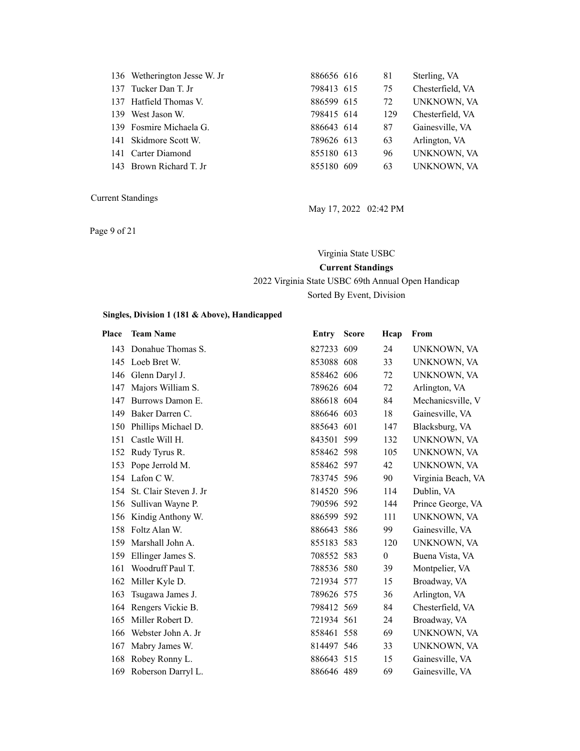| Place | Team Name | Entry | Score | Hcap | From |
|---|---|---|---|---|---|
| 136 | Wetherington Jesse W. Jr | 886656 | 616 | 81 | Sterling, VA |
| 137 | Tucker Dan T. Jr | 798413 | 615 | 75 | Chesterfield, VA |
| 137 | Hatfield Thomas V. | 886599 | 615 | 72 | UNKNOWN, VA |
| 139 | West Jason W. | 798415 | 614 | 129 | Chesterfield, VA |
| 139 | Fosmire Michaela G. | 886643 | 614 | 87 | Gainesville, VA |
| 141 | Skidmore Scott W. | 789626 | 613 | 63 | Arlington, VA |
| 141 | Carter Diamond | 855180 | 613 | 96 | UNKNOWN, VA |
| 143 | Brown Richard T. Jr | 855180 | 609 | 63 | UNKNOWN, VA |

Current Standings

May 17, 2022 02:42 PM

Virginia State USBC

**Current Standings**

2022 Virginia State USBC 69th Annual Open Handicap

Sorted By Event, Division

**Singles, Division 1 (181 & Above), Handicapped**

| Place | Team Name | Entry | Score | Hcap | From |
|---|---|---|---|---|---|
| 143 | Donahue Thomas S. | 827233 | 609 | 24 | UNKNOWN, VA |
| 145 | Loeb Bret W. | 853088 | 608 | 33 | UNKNOWN, VA |
| 146 | Glenn Daryl J. | 858462 | 606 | 72 | UNKNOWN, VA |
| 147 | Majors William S. | 789626 | 604 | 72 | Arlington, VA |
| 147 | Burrows Damon E. | 886618 | 604 | 84 | Mechanicsville, V |
| 149 | Baker Darren C. | 886646 | 603 | 18 | Gainesville, VA |
| 150 | Phillips Michael D. | 885643 | 601 | 147 | Blacksburg, VA |
| 151 | Castle Will H. | 843501 | 599 | 132 | UNKNOWN, VA |
| 152 | Rudy Tyrus R. | 858462 | 598 | 105 | UNKNOWN, VA |
| 153 | Pope Jerrold M. | 858462 | 597 | 42 | UNKNOWN, VA |
| 154 | Lafon C W. | 783745 | 596 | 90 | Virginia Beach, VA |
| 154 | St. Clair Steven J. Jr | 814520 | 596 | 114 | Dublin, VA |
| 156 | Sullivan Wayne P. | 790596 | 592 | 144 | Prince George, VA |
| 156 | Kindig Anthony W. | 886599 | 592 | 111 | UNKNOWN, VA |
| 158 | Foltz Alan W. | 886643 | 586 | 99 | Gainesville, VA |
| 159 | Marshall John A. | 855183 | 583 | 120 | UNKNOWN, VA |
| 159 | Ellinger James S. | 708552 | 583 | 0 | Buena Vista, VA |
| 161 | Woodruff Paul T. | 788536 | 580 | 39 | Montpelier, VA |
| 162 | Miller Kyle D. | 721934 | 577 | 15 | Broadway, VA |
| 163 | Tsugawa James J. | 789626 | 575 | 36 | Arlington, VA |
| 164 | Rengers Vickie B. | 798412 | 569 | 84 | Chesterfield, VA |
| 165 | Miller Robert D. | 721934 | 561 | 24 | Broadway, VA |
| 166 | Webster John A. Jr | 858461 | 558 | 69 | UNKNOWN, VA |
| 167 | Mabry James W. | 814497 | 546 | 33 | UNKNOWN, VA |
| 168 | Robey Ronny L. | 886643 | 515 | 15 | Gainesville, VA |
| 169 | Roberson Darryl L. | 886646 | 489 | 69 | Gainesville, VA |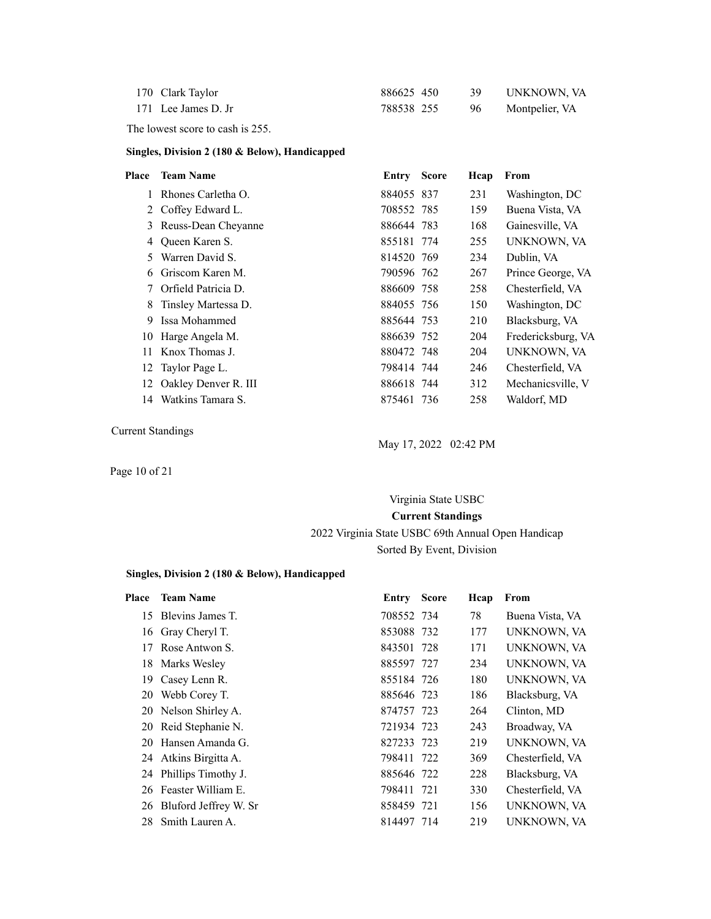| Place | Team Name | Entry | Score | Hcap | From |
|---|---|---|---|---|---|
| 170 | Clark Taylor | 886625 | 450 | 39 | UNKNOWN, VA |
| 171 | Lee James D. Jr | 788538 | 255 | 96 | Montpelier, VA |

The lowest score to cash is 255.

### Singles, Division 2 (180 & Below), Handicapped

| Place | Team Name | Entry | Score | Hcap | From |
|---|---|---|---|---|---|
| 1 | Rhones Carletha O. | 884055 | 837 | 231 | Washington, DC |
| 2 | Coffey Edward L. | 708552 | 785 | 159 | Buena Vista, VA |
| 3 | Reuss-Dean Cheyanne | 886644 | 783 | 168 | Gainesville, VA |
| 4 | Queen Karen S. | 855181 | 774 | 255 | UNKNOWN, VA |
| 5 | Warren David S. | 814520 | 769 | 234 | Dublin, VA |
| 6 | Griscom Karen M. | 790596 | 762 | 267 | Prince George, VA |
| 7 | Orfield Patricia D. | 886609 | 758 | 258 | Chesterfield, VA |
| 8 | Tinsley Martessa D. | 884055 | 756 | 150 | Washington, DC |
| 9 | Issa Mohammed | 885644 | 753 | 210 | Blacksburg, VA |
| 10 | Harge Angela M. | 886639 | 752 | 204 | Fredericksburg, VA |
| 11 | Knox Thomas J. | 880472 | 748 | 204 | UNKNOWN, VA |
| 12 | Taylor Page L. | 798414 | 744 | 246 | Chesterfield, VA |
| 12 | Oakley Denver R. III | 886618 | 744 | 312 | Mechanicsville, V |
| 14 | Watkins Tamara S. | 875461 | 736 | 258 | Waldorf, MD |

Current Standings

May 17, 2022 02:42 PM

Virginia State USBC

**Current Standings**

2022 Virginia State USBC 69th Annual Open Handicap

Sorted By Event, Division

### Singles, Division 2 (180 & Below), Handicapped

| Place | Team Name | Entry | Score | Hcap | From |
|---|---|---|---|---|---|
| 15 | Blevins James T. | 708552 | 734 | 78 | Buena Vista, VA |
| 16 | Gray Cheryl T. | 853088 | 732 | 177 | UNKNOWN, VA |
| 17 | Rose Antwon S. | 843501 | 728 | 171 | UNKNOWN, VA |
| 18 | Marks Wesley | 885597 | 727 | 234 | UNKNOWN, VA |
| 19 | Casey Lenn R. | 855184 | 726 | 180 | UNKNOWN, VA |
| 20 | Webb Corey T. | 885646 | 723 | 186 | Blacksburg, VA |
| 20 | Nelson Shirley A. | 874757 | 723 | 264 | Clinton, MD |
| 20 | Reid Stephanie N. | 721934 | 723 | 243 | Broadway, VA |
| 20 | Hansen Amanda G. | 827233 | 723 | 219 | UNKNOWN, VA |
| 24 | Atkins Birgitta A. | 798411 | 722 | 369 | Chesterfield, VA |
| 24 | Phillips Timothy J. | 885646 | 722 | 228 | Blacksburg, VA |
| 26 | Feaster William E. | 798411 | 721 | 330 | Chesterfield, VA |
| 26 | Bluford Jeffrey W. Sr | 858459 | 721 | 156 | UNKNOWN, VA |
| 28 | Smith Lauren A. | 814497 | 714 | 219 | UNKNOWN, VA |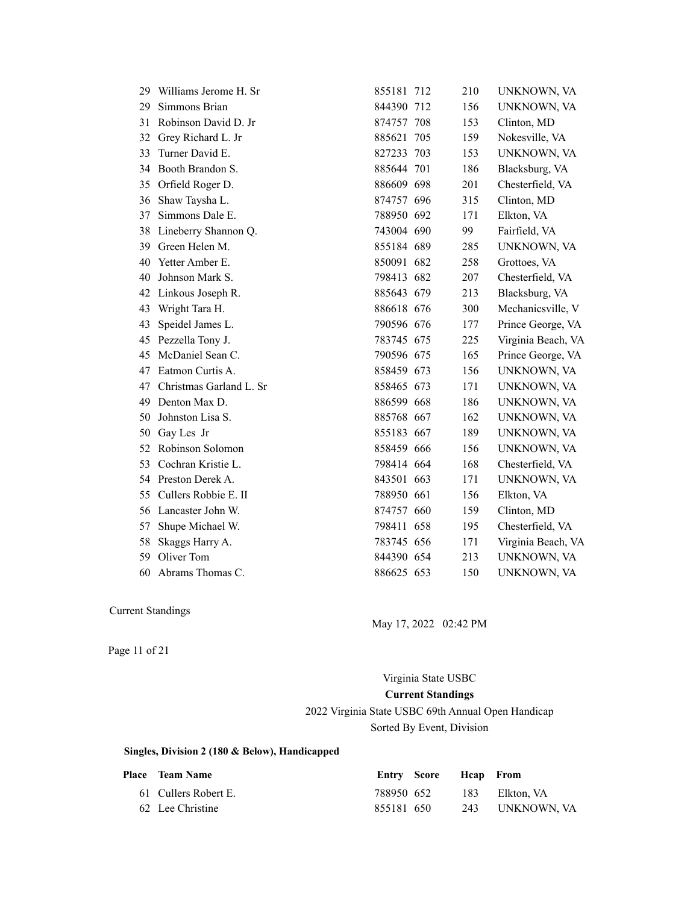| Place | Team Name | Entry | Score | Hcap | From |
|---|---|---|---|---|---|
| 29 | Williams Jerome H. Sr | 855181 | 712 | 210 | UNKNOWN, VA |
| 29 | Simmons Brian | 844390 | 712 | 156 | UNKNOWN, VA |
| 31 | Robinson David D. Jr | 874757 | 708 | 153 | Clinton, MD |
| 32 | Grey Richard L. Jr | 885621 | 705 | 159 | Nokesville, VA |
| 33 | Turner David E. | 827233 | 703 | 153 | UNKNOWN, VA |
| 34 | Booth Brandon S. | 885644 | 701 | 186 | Blacksburg, VA |
| 35 | Orfield Roger D. | 886609 | 698 | 201 | Chesterfield, VA |
| 36 | Shaw Taysha L. | 874757 | 696 | 315 | Clinton, MD |
| 37 | Simmons Dale E. | 788950 | 692 | 171 | Elkton, VA |
| 38 | Lineberry Shannon Q. | 743004 | 690 | 99 | Fairfield, VA |
| 39 | Green Helen M. | 855184 | 689 | 285 | UNKNOWN, VA |
| 40 | Yetter Amber E. | 850091 | 682 | 258 | Grottoes, VA |
| 40 | Johnson Mark S. | 798413 | 682 | 207 | Chesterfield, VA |
| 42 | Linkous Joseph R. | 885643 | 679 | 213 | Blacksburg, VA |
| 43 | Wright Tara H. | 886618 | 676 | 300 | Mechanicsville, V |
| 43 | Speidel James L. | 790596 | 676 | 177 | Prince George, VA |
| 45 | Pezzella Tony J. | 783745 | 675 | 225 | Virginia Beach, VA |
| 45 | McDaniel Sean C. | 790596 | 675 | 165 | Prince George, VA |
| 47 | Eatmon Curtis A. | 858459 | 673 | 156 | UNKNOWN, VA |
| 47 | Christmas Garland L. Sr | 858465 | 673 | 171 | UNKNOWN, VA |
| 49 | Denton Max D. | 886599 | 668 | 186 | UNKNOWN, VA |
| 50 | Johnston Lisa S. | 885768 | 667 | 162 | UNKNOWN, VA |
| 50 | Gay Les Jr | 855183 | 667 | 189 | UNKNOWN, VA |
| 52 | Robinson Solomon | 858459 | 666 | 156 | UNKNOWN, VA |
| 53 | Cochran Kristie L. | 798414 | 664 | 168 | Chesterfield, VA |
| 54 | Preston Derek A. | 843501 | 663 | 171 | UNKNOWN, VA |
| 55 | Cullers Robbie E. II | 788950 | 661 | 156 | Elkton, VA |
| 56 | Lancaster John W. | 874757 | 660 | 159 | Clinton, MD |
| 57 | Shupe Michael W. | 798411 | 658 | 195 | Chesterfield, VA |
| 58 | Skaggs Harry A. | 783745 | 656 | 171 | Virginia Beach, VA |
| 59 | Oliver Tom | 844390 | 654 | 213 | UNKNOWN, VA |
| 60 | Abrams Thomas C. | 886625 | 653 | 150 | UNKNOWN, VA |

Current Standings

May 17, 2022 02:42 PM

Virginia State USBC

**Current Standings**

2022 Virginia State USBC 69th Annual Open Handicap

Sorted By Event, Division

**Singles, Division 2 (180 & Below), Handicapped**

| Place | Team Name | Entry | Score | Hcap | From |
|---|---|---|---|---|---|
| 61 | Cullers Robert E. | 788950 | 652 | 183 | Elkton, VA |
| 62 | Lee Christine | 855181 | 650 | 243 | UNKNOWN, VA |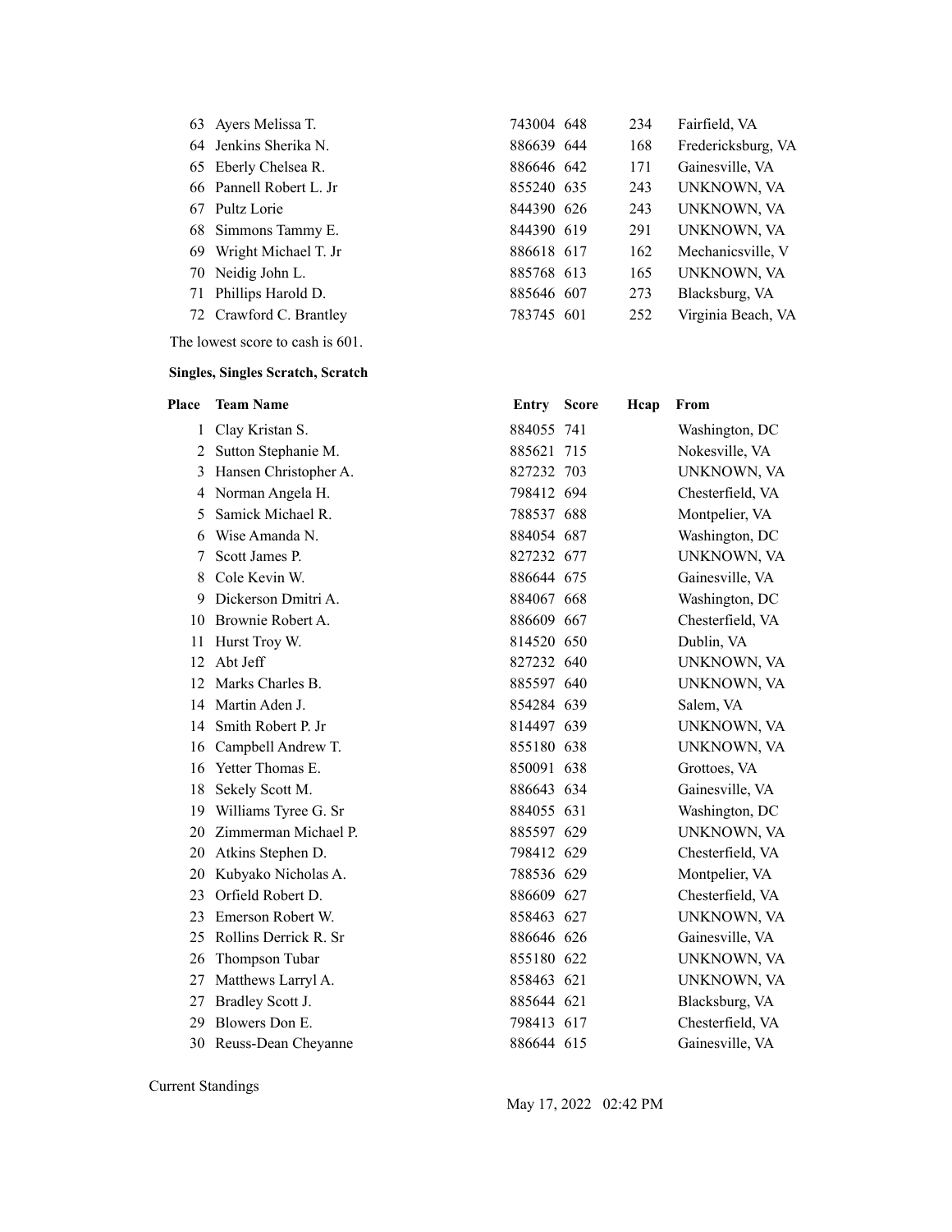| Place | Team Name | Entry | Score | Hcap | From |
|---|---|---|---|---|---|
| 63 | Ayers Melissa T. | 743004 | 648 | 234 | Fairfield, VA |
| 64 | Jenkins Sherika N. | 886639 | 644 | 168 | Fredericksburg, VA |
| 65 | Eberly Chelsea R. | 886646 | 642 | 171 | Gainesville, VA |
| 66 | Pannell Robert L. Jr | 855240 | 635 | 243 | UNKNOWN, VA |
| 67 | Pultz Lorie | 844390 | 626 | 243 | UNKNOWN, VA |
| 68 | Simmons Tammy E. | 844390 | 619 | 291 | UNKNOWN, VA |
| 69 | Wright Michael T. Jr | 886618 | 617 | 162 | Mechanicsville, V |
| 70 | Neidig John L. | 885768 | 613 | 165 | UNKNOWN, VA |
| 71 | Phillips Harold D. | 885646 | 607 | 273 | Blacksburg, VA |
| 72 | Crawford C. Brantley | 783745 | 601 | 252 | Virginia Beach, VA |

The lowest score to cash is 601.

**Singles, Singles Scratch, Scratch**

| Place | Team Name | Entry | Score | Hcap | From |
|---|---|---|---|---|---|
| 1 | Clay Kristan S. | 884055 | 741 | | Washington, DC |
| 2 | Sutton Stephanie M. | 885621 | 715 | | Nokesville, VA |
| 3 | Hansen Christopher A. | 827232 | 703 | | UNKNOWN, VA |
| 4 | Norman Angela H. | 798412 | 694 | | Chesterfield, VA |
| 5 | Samick Michael R. | 788537 | 688 | | Montpelier, VA |
| 6 | Wise Amanda N. | 884054 | 687 | | Washington, DC |
| 7 | Scott James P. | 827232 | 677 | | UNKNOWN, VA |
| 8 | Cole Kevin W. | 886644 | 675 | | Gainesville, VA |
| 9 | Dickerson Dmitri A. | 884067 | 668 | | Washington, DC |
| 10 | Brownie Robert A. | 886609 | 667 | | Chesterfield, VA |
| 11 | Hurst Troy W. | 814520 | 650 | | Dublin, VA |
| 12 | Abt Jeff | 827232 | 640 | | UNKNOWN, VA |
| 12 | Marks Charles B. | 885597 | 640 | | UNKNOWN, VA |
| 14 | Martin Aden J. | 854284 | 639 | | Salem, VA |
| 14 | Smith Robert P. Jr | 814497 | 639 | | UNKNOWN, VA |
| 16 | Campbell Andrew T. | 855180 | 638 | | UNKNOWN, VA |
| 16 | Yetter Thomas E. | 850091 | 638 | | Grottoes, VA |
| 18 | Sekely Scott M. | 886643 | 634 | | Gainesville, VA |
| 19 | Williams Tyree G. Sr | 884055 | 631 | | Washington, DC |
| 20 | Zimmerman Michael P. | 885597 | 629 | | UNKNOWN, VA |
| 20 | Atkins Stephen D. | 798412 | 629 | | Chesterfield, VA |
| 20 | Kubyako Nicholas A. | 788536 | 629 | | Montpelier, VA |
| 23 | Orfield Robert D. | 886609 | 627 | | Chesterfield, VA |
| 23 | Emerson Robert W. | 858463 | 627 | | UNKNOWN, VA |
| 25 | Rollins Derrick R. Sr | 886646 | 626 | | Gainesville, VA |
| 26 | Thompson Tubar | 855180 | 622 | | UNKNOWN, VA |
| 27 | Matthews Larryl A. | 858463 | 621 | | UNKNOWN, VA |
| 27 | Bradley Scott J. | 885644 | 621 | | Blacksburg, VA |
| 29 | Blowers Don E. | 798413 | 617 | | Chesterfield, VA |
| 30 | Reuss-Dean Cheyanne | 886644 | 615 | | Gainesville, VA |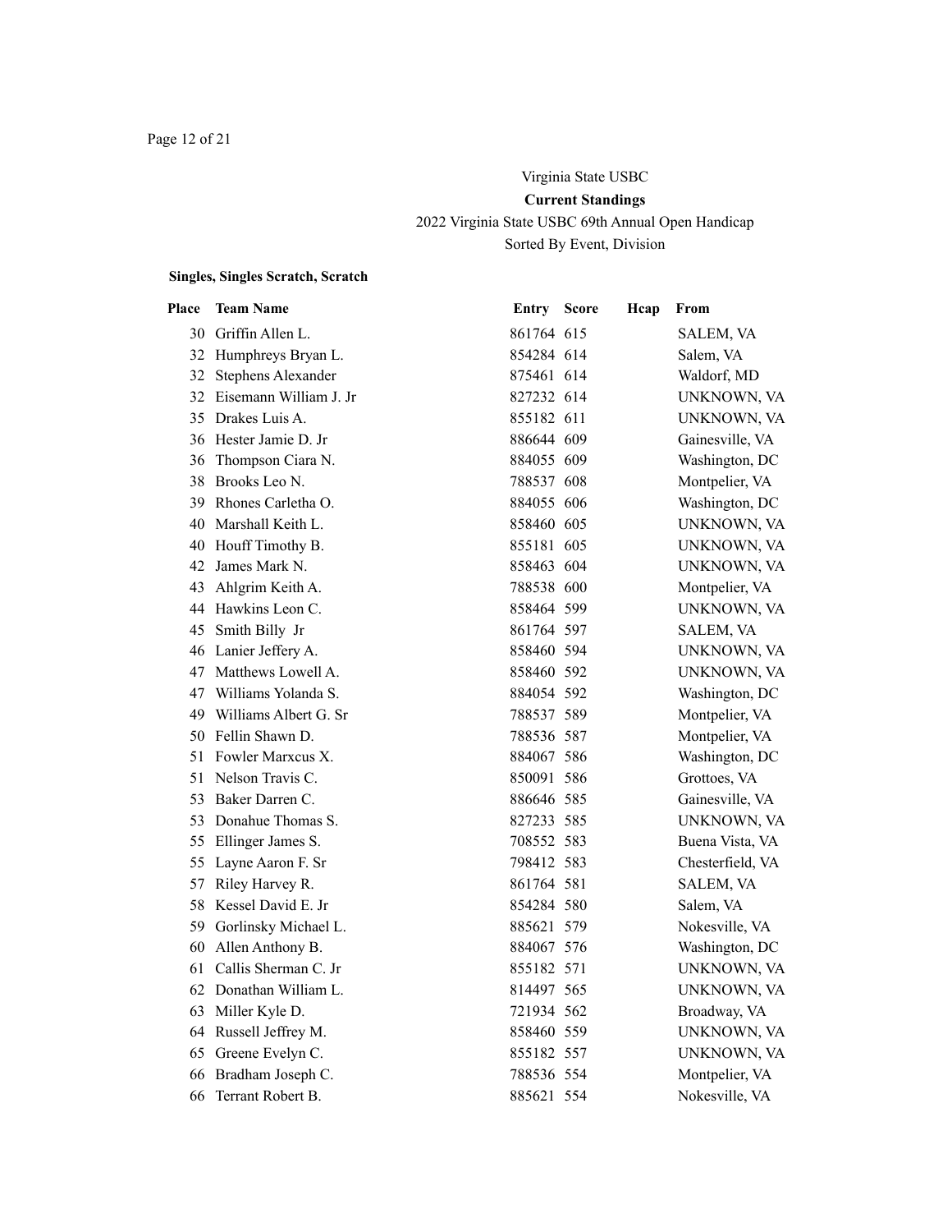Virginia State USBC

**Current Standings**

2022 Virginia State USBC 69th Annual Open Handicap

Sorted By Event, Division

**Singles, Singles Scratch, Scratch**

| Place | Team Name | Entry | Score | Hcap | From |
|---|---|---|---|---|---|
| 30 | Griffin Allen L. | 861764 | 615 | | SALEM, VA |
| 32 | Humphreys Bryan L. | 854284 | 614 | | Salem, VA |
| 32 | Stephens Alexander | 875461 | 614 | | Waldorf, MD |
| 32 | Eisemann William J. Jr | 827232 | 614 | | UNKNOWN, VA |
| 35 | Drakes Luis A. | 855182 | 611 | | UNKNOWN, VA |
| 36 | Hester Jamie D. Jr | 886644 | 609 | | Gainesville, VA |
| 36 | Thompson Ciara N. | 884055 | 609 | | Washington, DC |
| 38 | Brooks Leo N. | 788537 | 608 | | Montpelier, VA |
| 39 | Rhones Carletha O. | 884055 | 606 | | Washington, DC |
| 40 | Marshall Keith L. | 858460 | 605 | | UNKNOWN, VA |
| 40 | Houff Timothy B. | 855181 | 605 | | UNKNOWN, VA |
| 42 | James Mark N. | 858463 | 604 | | UNKNOWN, VA |
| 43 | Ahlgrim Keith A. | 788538 | 600 | | Montpelier, VA |
| 44 | Hawkins Leon C. | 858464 | 599 | | UNKNOWN, VA |
| 45 | Smith Billy Jr | 861764 | 597 | | SALEM, VA |
| 46 | Lanier Jeffery A. | 858460 | 594 | | UNKNOWN, VA |
| 47 | Matthews Lowell A. | 858460 | 592 | | UNKNOWN, VA |
| 47 | Williams Yolanda S. | 884054 | 592 | | Washington, DC |
| 49 | Williams Albert G. Sr | 788537 | 589 | | Montpelier, VA |
| 50 | Fellin Shawn D. | 788536 | 587 | | Montpelier, VA |
| 51 | Fowler Marxcus X. | 884067 | 586 | | Washington, DC |
| 51 | Nelson Travis C. | 850091 | 586 | | Grottoes, VA |
| 53 | Baker Darren C. | 886646 | 585 | | Gainesville, VA |
| 53 | Donahue Thomas S. | 827233 | 585 | | UNKNOWN, VA |
| 55 | Ellinger James S. | 708552 | 583 | | Buena Vista, VA |
| 55 | Layne Aaron F. Sr | 798412 | 583 | | Chesterfield, VA |
| 57 | Riley Harvey R. | 861764 | 581 | | SALEM, VA |
| 58 | Kessel David E. Jr | 854284 | 580 | | Salem, VA |
| 59 | Gorlinsky Michael L. | 885621 | 579 | | Nokesville, VA |
| 60 | Allen Anthony B. | 884067 | 576 | | Washington, DC |
| 61 | Callis Sherman C. Jr | 855182 | 571 | | UNKNOWN, VA |
| 62 | Donathan William L. | 814497 | 565 | | UNKNOWN, VA |
| 63 | Miller Kyle D. | 721934 | 562 | | Broadway, VA |
| 64 | Russell Jeffrey M. | 858460 | 559 | | UNKNOWN, VA |
| 65 | Greene Evelyn C. | 855182 | 557 | | UNKNOWN, VA |
| 66 | Bradham Joseph C. | 788536 | 554 | | Montpelier, VA |
| 66 | Terrant Robert B. | 885621 | 554 | | Nokesville, VA |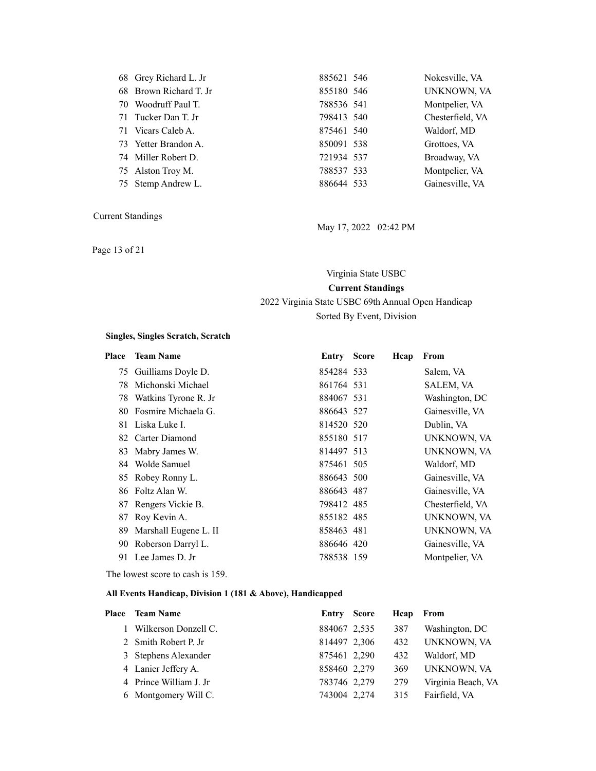| Place | Team Name | Entry | Score | Hcap | From |
|---|---|---|---|---|---|
| 68 | Grey Richard L. Jr | 885621 | 546 | | Nokesville, VA |
| 68 | Brown Richard T. Jr | 855180 | 546 | | UNKNOWN, VA |
| 70 | Woodruff Paul T. | 788536 | 541 | | Montpelier, VA |
| 71 | Tucker Dan T. Jr | 798413 | 540 | | Chesterfield, VA |
| 71 | Vicars Caleb A. | 875461 | 540 | | Waldorf, MD |
| 73 | Yetter Brandon A. | 850091 | 538 | | Grottoes, VA |
| 74 | Miller Robert D. | 721934 | 537 | | Broadway, VA |
| 75 | Alston Troy M. | 788537 | 533 | | Montpelier, VA |
| 75 | Stemp Andrew L. | 886644 | 533 | | Gainesville, VA |

Virginia State USBC

**Current Standings**

2022 Virginia State USBC 69th Annual Open Handicap

Sorted By Event, Division

**Singles, Singles Scratch, Scratch**

| Place | Team Name | Entry | Score | Hcap | From |
|---|---|---|---|---|---|
| 75 | Guilliams Doyle D. | 854284 | 533 | | Salem, VA |
| 78 | Michonski Michael | 861764 | 531 | | SALEM, VA |
| 78 | Watkins Tyrone R. Jr | 884067 | 531 | | Washington, DC |
| 80 | Fosmire Michaela G. | 886643 | 527 | | Gainesville, VA |
| 81 | Liska Luke I. | 814520 | 520 | | Dublin, VA |
| 82 | Carter Diamond | 855180 | 517 | | UNKNOWN, VA |
| 83 | Mabry James W. | 814497 | 513 | | UNKNOWN, VA |
| 84 | Wolde Samuel | 875461 | 505 | | Waldorf, MD |
| 85 | Robey Ronny L. | 886643 | 500 | | Gainesville, VA |
| 86 | Foltz Alan W. | 886643 | 487 | | Gainesville, VA |
| 87 | Rengers Vickie B. | 798412 | 485 | | Chesterfield, VA |
| 87 | Roy Kevin A. | 855182 | 485 | | UNKNOWN, VA |
| 89 | Marshall Eugene L. II | 858463 | 481 | | UNKNOWN, VA |
| 90 | Roberson Darryl L. | 886646 | 420 | | Gainesville, VA |
| 91 | Lee James D. Jr | 788538 | 159 | | Montpelier, VA |

The lowest score to cash is 159.

**All Events Handicap, Division 1 (181 & Above), Handicapped**

| Place | Team Name | Entry | Score | Hcap | From |
|---|---|---|---|---|---|
| 1 | Wilkerson Donzell C. | 884067 | 2,535 | 387 | Washington, DC |
| 2 | Smith Robert P. Jr | 814497 | 2,306 | 432 | UNKNOWN, VA |
| 3 | Stephens Alexander | 875461 | 2,290 | 432 | Waldorf, MD |
| 4 | Lanier Jeffery A. | 858460 | 2,279 | 369 | UNKNOWN, VA |
| 4 | Prince William J. Jr | 783746 | 2,279 | 279 | Virginia Beach, VA |
| 6 | Montgomery Will C. | 743004 | 2,274 | 315 | Fairfield, VA |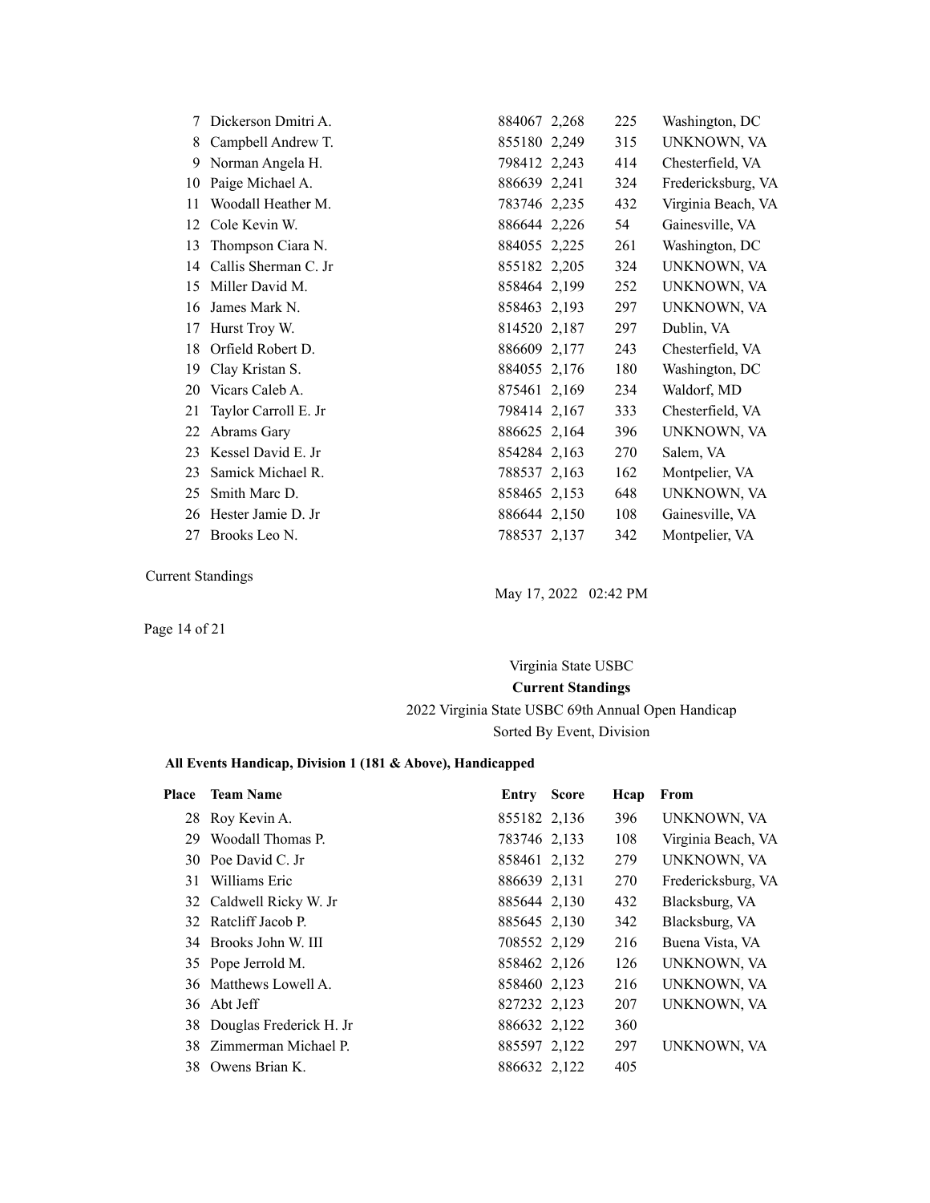| Place | Team Name | Entry | Score | Hcap | From |
|---|---|---|---|---|---|
| 7 | Dickerson Dmitri A. | 884067 | 2,268 | 225 | Washington, DC |
| 8 | Campbell Andrew T. | 855180 | 2,249 | 315 | UNKNOWN, VA |
| 9 | Norman Angela H. | 798412 | 2,243 | 414 | Chesterfield, VA |
| 10 | Paige Michael A. | 886639 | 2,241 | 324 | Fredericksburg, VA |
| 11 | Woodall Heather M. | 783746 | 2,235 | 432 | Virginia Beach, VA |
| 12 | Cole Kevin W. | 886644 | 2,226 | 54 | Gainesville, VA |
| 13 | Thompson Ciara N. | 884055 | 2,225 | 261 | Washington, DC |
| 14 | Callis Sherman C. Jr | 855182 | 2,205 | 324 | UNKNOWN, VA |
| 15 | Miller David M. | 858464 | 2,199 | 252 | UNKNOWN, VA |
| 16 | James Mark N. | 858463 | 2,193 | 297 | UNKNOWN, VA |
| 17 | Hurst Troy W. | 814520 | 2,187 | 297 | Dublin, VA |
| 18 | Orfield Robert D. | 886609 | 2,177 | 243 | Chesterfield, VA |
| 19 | Clay Kristan S. | 884055 | 2,176 | 180 | Washington, DC |
| 20 | Vicars Caleb A. | 875461 | 2,169 | 234 | Waldorf, MD |
| 21 | Taylor Carroll E. Jr | 798414 | 2,167 | 333 | Chesterfield, VA |
| 22 | Abrams Gary | 886625 | 2,164 | 396 | UNKNOWN, VA |
| 23 | Kessel David E. Jr | 854284 | 2,163 | 270 | Salem, VA |
| 23 | Samick Michael R. | 788537 | 2,163 | 162 | Montpelier, VA |
| 25 | Smith Marc D. | 858465 | 2,153 | 648 | UNKNOWN, VA |
| 26 | Hester Jamie D. Jr | 886644 | 2,150 | 108 | Gainesville, VA |
| 27 | Brooks Leo N. | 788537 | 2,137 | 342 | Montpelier, VA |

Virginia State USBC

**Current Standings**

2022 Virginia State USBC 69th Annual Open Handicap

Sorted By Event, Division

**All Events Handicap, Division 1 (181 & Above), Handicapped**

| Place | Team Name | Entry | Score | Hcap | From |
|---|---|---|---|---|---|
| 28 | Roy Kevin A. | 855182 | 2,136 | 396 | UNKNOWN, VA |
| 29 | Woodall Thomas P. | 783746 | 2,133 | 108 | Virginia Beach, VA |
| 30 | Poe David C. Jr | 858461 | 2,132 | 279 | UNKNOWN, VA |
| 31 | Williams Eric | 886639 | 2,131 | 270 | Fredericksburg, VA |
| 32 | Caldwell Ricky W. Jr | 885644 | 2,130 | 432 | Blacksburg, VA |
| 32 | Ratcliff Jacob P. | 885645 | 2,130 | 342 | Blacksburg, VA |
| 34 | Brooks John W. III | 708552 | 2,129 | 216 | Buena Vista, VA |
| 35 | Pope Jerrold M. | 858462 | 2,126 | 126 | UNKNOWN, VA |
| 36 | Matthews Lowell A. | 858460 | 2,123 | 216 | UNKNOWN, VA |
| 36 | Abt Jeff | 827232 | 2,123 | 207 | UNKNOWN, VA |
| 38 | Douglas Frederick H. Jr | 886632 | 2,122 | 360 | |
| 38 | Zimmerman Michael P. | 885597 | 2,122 | 297 | UNKNOWN, VA |
| 38 | Owens Brian K. | 886632 | 2,122 | 405 | |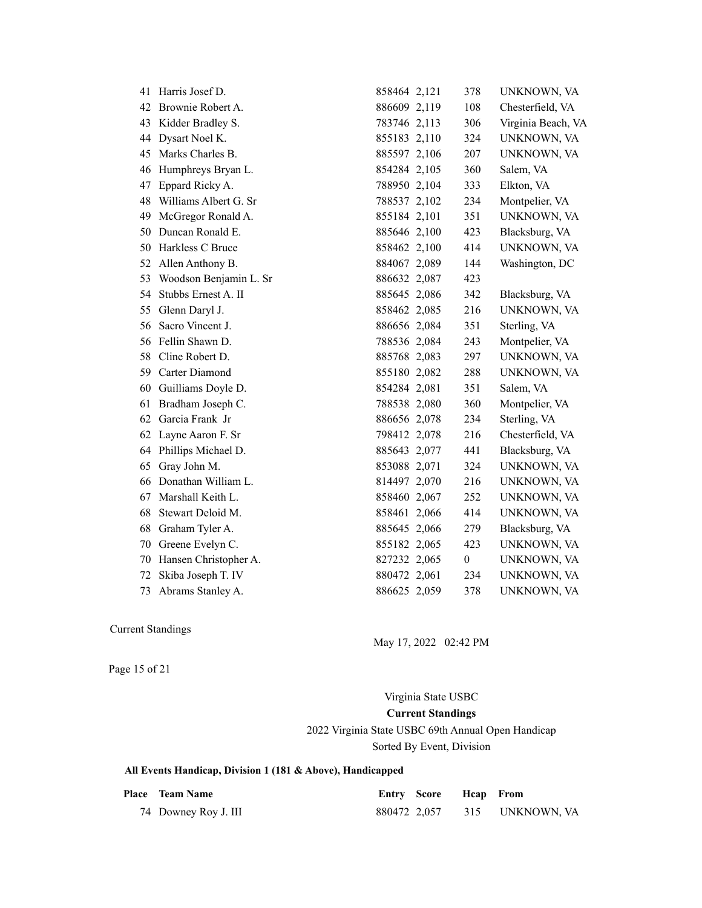| Place | Team Name | Entry | Score | Hcap | From |
|---|---|---|---|---|---|
| 41 | Harris Josef D. | 858464 | 2,121 | 378 | UNKNOWN, VA |
| 42 | Brownie Robert A. | 886609 | 2,119 | 108 | Chesterfield, VA |
| 43 | Kidder Bradley S. | 783746 | 2,113 | 306 | Virginia Beach, VA |
| 44 | Dysart Noel K. | 855183 | 2,110 | 324 | UNKNOWN, VA |
| 45 | Marks Charles B. | 885597 | 2,106 | 207 | UNKNOWN, VA |
| 46 | Humphreys Bryan L. | 854284 | 2,105 | 360 | Salem, VA |
| 47 | Eppard Ricky A. | 788950 | 2,104 | 333 | Elkton, VA |
| 48 | Williams Albert G. Sr | 788537 | 2,102 | 234 | Montpelier, VA |
| 49 | McGregor Ronald A. | 855184 | 2,101 | 351 | UNKNOWN, VA |
| 50 | Duncan Ronald E. | 885646 | 2,100 | 423 | Blacksburg, VA |
| 50 | Harkless C Bruce | 858462 | 2,100 | 414 | UNKNOWN, VA |
| 52 | Allen Anthony B. | 884067 | 2,089 | 144 | Washington, DC |
| 53 | Woodson Benjamin L. Sr | 886632 | 2,087 | 423 | |
| 54 | Stubbs Ernest A. II | 885645 | 2,086 | 342 | Blacksburg, VA |
| 55 | Glenn Daryl J. | 858462 | 2,085 | 216 | UNKNOWN, VA |
| 56 | Sacro Vincent J. | 886656 | 2,084 | 351 | Sterling, VA |
| 56 | Fellin Shawn D. | 788536 | 2,084 | 243 | Montpelier, VA |
| 58 | Cline Robert D. | 885768 | 2,083 | 297 | UNKNOWN, VA |
| 59 | Carter Diamond | 855180 | 2,082 | 288 | UNKNOWN, VA |
| 60 | Guilliams Doyle D. | 854284 | 2,081 | 351 | Salem, VA |
| 61 | Bradham Joseph C. | 788538 | 2,080 | 360 | Montpelier, VA |
| 62 | Garcia Frank Jr | 886656 | 2,078 | 234 | Sterling, VA |
| 62 | Layne Aaron F. Sr | 798412 | 2,078 | 216 | Chesterfield, VA |
| 64 | Phillips Michael D. | 885643 | 2,077 | 441 | Blacksburg, VA |
| 65 | Gray John M. | 853088 | 2,071 | 324 | UNKNOWN, VA |
| 66 | Donathan William L. | 814497 | 2,070 | 216 | UNKNOWN, VA |
| 67 | Marshall Keith L. | 858460 | 2,067 | 252 | UNKNOWN, VA |
| 68 | Stewart Deloid M. | 858461 | 2,066 | 414 | UNKNOWN, VA |
| 68 | Graham Tyler A. | 885645 | 2,066 | 279 | Blacksburg, VA |
| 70 | Greene Evelyn C. | 855182 | 2,065 | 423 | UNKNOWN, VA |
| 70 | Hansen Christopher A. | 827232 | 2,065 | 0 | UNKNOWN, VA |
| 72 | Skiba Joseph T. IV | 880472 | 2,061 | 234 | UNKNOWN, VA |
| 73 | Abrams Stanley A. | 886625 | 2,059 | 378 | UNKNOWN, VA |

Current Standings

May 17, 2022 02:42 PM

Virginia State USBC

**Current Standings**

2022 Virginia State USBC 69th Annual Open Handicap

Sorted By Event, Division

**All Events Handicap, Division 1 (181 & Above), Handicapped**

| Place | Team Name | Entry | Score | Hcap | From |
|---|---|---|---|---|---|
| 74 | Downey Roy J. III | 880472 | 2,057 | 315 | UNKNOWN, VA |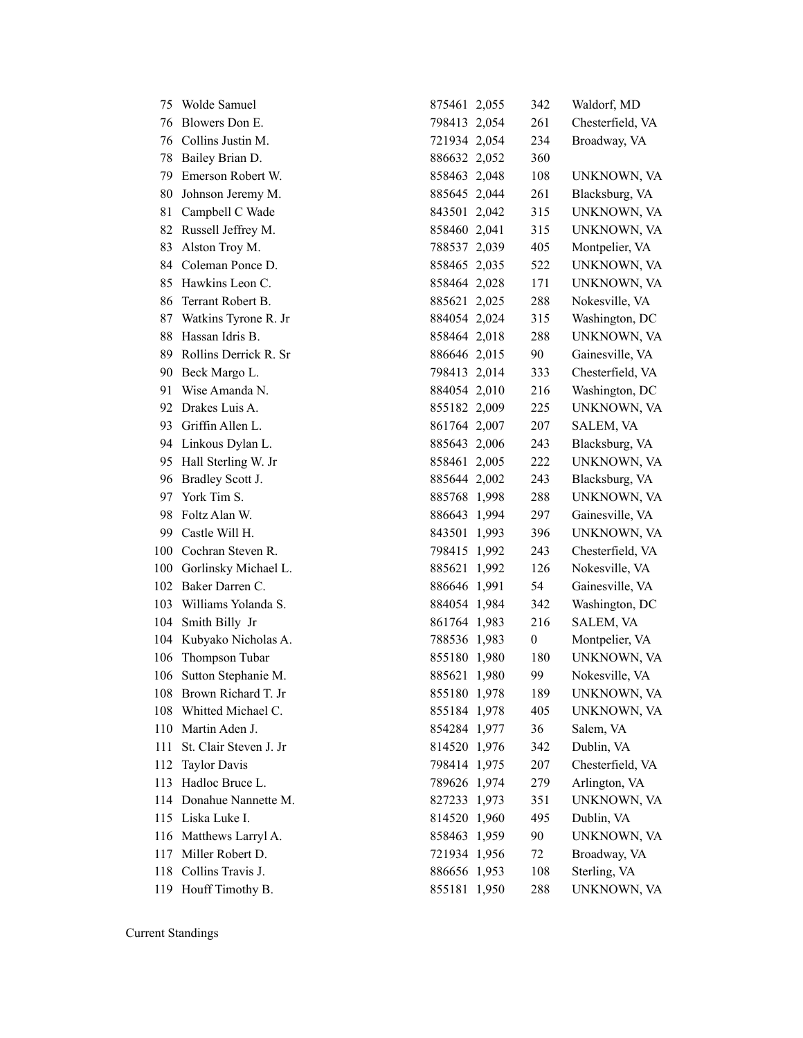| | | | | | |
|---|---|---|---|---|---|
| 75 | Wolde Samuel | 875461 | 2,055 | 342 | Waldorf, MD |
| 76 | Blowers Don E. | 798413 | 2,054 | 261 | Chesterfield, VA |
| 76 | Collins Justin M. | 721934 | 2,054 | 234 | Broadway, VA |
| 78 | Bailey Brian D. | 886632 | 2,052 | 360 | |
| 79 | Emerson Robert W. | 858463 | 2,048 | 108 | UNKNOWN, VA |
| 80 | Johnson Jeremy M. | 885645 | 2,044 | 261 | Blacksburg, VA |
| 81 | Campbell C Wade | 843501 | 2,042 | 315 | UNKNOWN, VA |
| 82 | Russell Jeffrey M. | 858460 | 2,041 | 315 | UNKNOWN, VA |
| 83 | Alston Troy M. | 788537 | 2,039 | 405 | Montpelier, VA |
| 84 | Coleman Ponce D. | 858465 | 2,035 | 522 | UNKNOWN, VA |
| 85 | Hawkins Leon C. | 858464 | 2,028 | 171 | UNKNOWN, VA |
| 86 | Terrant Robert B. | 885621 | 2,025 | 288 | Nokesville, VA |
| 87 | Watkins Tyrone R. Jr | 884054 | 2,024 | 315 | Washington, DC |
| 88 | Hassan Idris B. | 858464 | 2,018 | 288 | UNKNOWN, VA |
| 89 | Rollins Derrick R. Sr | 886646 | 2,015 | 90 | Gainesville, VA |
| 90 | Beck Margo L. | 798413 | 2,014 | 333 | Chesterfield, VA |
| 91 | Wise Amanda N. | 884054 | 2,010 | 216 | Washington, DC |
| 92 | Drakes Luis A. | 855182 | 2,009 | 225 | UNKNOWN, VA |
| 93 | Griffin Allen L. | 861764 | 2,007 | 207 | SALEM, VA |
| 94 | Linkous Dylan L. | 885643 | 2,006 | 243 | Blacksburg, VA |
| 95 | Hall Sterling W. Jr | 858461 | 2,005 | 222 | UNKNOWN, VA |
| 96 | Bradley Scott J. | 885644 | 2,002 | 243 | Blacksburg, VA |
| 97 | York Tim S. | 885768 | 1,998 | 288 | UNKNOWN, VA |
| 98 | Foltz Alan W. | 886643 | 1,994 | 297 | Gainesville, VA |
| 99 | Castle Will H. | 843501 | 1,993 | 396 | UNKNOWN, VA |
| 100 | Cochran Steven R. | 798415 | 1,992 | 243 | Chesterfield, VA |
| 100 | Gorlinsky Michael L. | 885621 | 1,992 | 126 | Nokesville, VA |
| 102 | Baker Darren C. | 886646 | 1,991 | 54 | Gainesville, VA |
| 103 | Williams Yolanda S. | 884054 | 1,984 | 342 | Washington, DC |
| 104 | Smith Billy Jr | 861764 | 1,983 | 216 | SALEM, VA |
| 104 | Kubyako Nicholas A. | 788536 | 1,983 | 0 | Montpelier, VA |
| 106 | Thompson Tubar | 855180 | 1,980 | 180 | UNKNOWN, VA |
| 106 | Sutton Stephanie M. | 885621 | 1,980 | 99 | Nokesville, VA |
| 108 | Brown Richard T. Jr | 855180 | 1,978 | 189 | UNKNOWN, VA |
| 108 | Whitted Michael C. | 855184 | 1,978 | 405 | UNKNOWN, VA |
| 110 | Martin Aden J. | 854284 | 1,977 | 36 | Salem, VA |
| 111 | St. Clair Steven J. Jr | 814520 | 1,976 | 342 | Dublin, VA |
| 112 | Taylor Davis | 798414 | 1,975 | 207 | Chesterfield, VA |
| 113 | Hadloc Bruce L. | 789626 | 1,974 | 279 | Arlington, VA |
| 114 | Donahue Nannette M. | 827233 | 1,973 | 351 | UNKNOWN, VA |
| 115 | Liska Luke I. | 814520 | 1,960 | 495 | Dublin, VA |
| 116 | Matthews Larryl A. | 858463 | 1,959 | 90 | UNKNOWN, VA |
| 117 | Miller Robert D. | 721934 | 1,956 | 72 | Broadway, VA |
| 118 | Collins Travis J. | 886656 | 1,953 | 108 | Sterling, VA |
| 119 | Houff Timothy B. | 855181 | 1,950 | 288 | UNKNOWN, VA |

Current Standings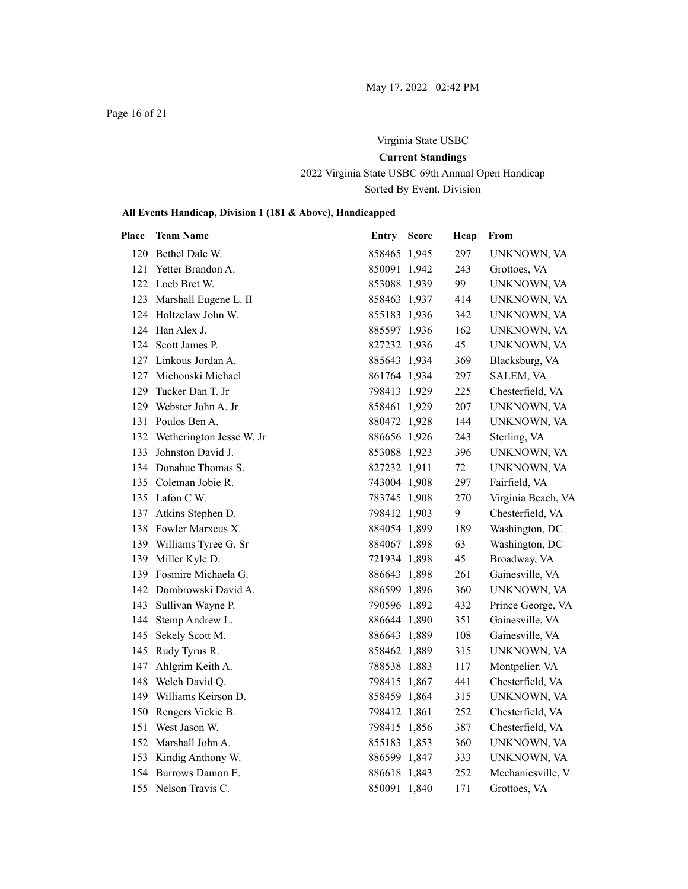May 17, 2022 02:42 PM

Virginia State USBC

**Current Standings**

2022 Virginia State USBC 69th Annual Open Handicap

Sorted By Event, Division

**All Events Handicap, Division 1 (181 & Above), Handicapped**

| Place | Team Name | Entry | Score | Hcap | From |
|---|---|---|---|---|---|
| 120 | Bethel Dale W. | 858465 | 1,945 | 297 | UNKNOWN, VA |
| 121 | Yetter Brandon A. | 850091 | 1,942 | 243 | Grottoes, VA |
| 122 | Loeb Bret W. | 853088 | 1,939 | 99 | UNKNOWN, VA |
| 123 | Marshall Eugene L. II | 858463 | 1,937 | 414 | UNKNOWN, VA |
| 124 | Holtzclaw John W. | 855183 | 1,936 | 342 | UNKNOWN, VA |
| 124 | Han Alex J. | 885597 | 1,936 | 162 | UNKNOWN, VA |
| 124 | Scott James P. | 827232 | 1,936 | 45 | UNKNOWN, VA |
| 127 | Linkous Jordan A. | 885643 | 1,934 | 369 | Blacksburg, VA |
| 127 | Michonski Michael | 861764 | 1,934 | 297 | SALEM, VA |
| 129 | Tucker Dan T. Jr | 798413 | 1,929 | 225 | Chesterfield, VA |
| 129 | Webster John A. Jr | 858461 | 1,929 | 207 | UNKNOWN, VA |
| 131 | Poulos Ben A. | 880472 | 1,928 | 144 | UNKNOWN, VA |
| 132 | Wetherington Jesse W. Jr | 886656 | 1,926 | 243 | Sterling, VA |
| 133 | Johnston David J. | 853088 | 1,923 | 396 | UNKNOWN, VA |
| 134 | Donahue Thomas S. | 827232 | 1,911 | 72 | UNKNOWN, VA |
| 135 | Coleman Jobie R. | 743004 | 1,908 | 297 | Fairfield, VA |
| 135 | Lafon C W. | 783745 | 1,908 | 270 | Virginia Beach, VA |
| 137 | Atkins Stephen D. | 798412 | 1,903 | 9 | Chesterfield, VA |
| 138 | Fowler Marxcus X. | 884054 | 1,899 | 189 | Washington, DC |
| 139 | Williams Tyree G. Sr | 884067 | 1,898 | 63 | Washington, DC |
| 139 | Miller Kyle D. | 721934 | 1,898 | 45 | Broadway, VA |
| 139 | Fosmire Michaela G. | 886643 | 1,898 | 261 | Gainesville, VA |
| 142 | Dombrowski David A. | 886599 | 1,896 | 360 | UNKNOWN, VA |
| 143 | Sullivan Wayne P. | 790596 | 1,892 | 432 | Prince George, VA |
| 144 | Stemp Andrew L. | 886644 | 1,890 | 351 | Gainesville, VA |
| 145 | Sekely Scott M. | 886643 | 1,889 | 108 | Gainesville, VA |
| 145 | Rudy Tyrus R. | 858462 | 1,889 | 315 | UNKNOWN, VA |
| 147 | Ahlgrim Keith A. | 788538 | 1,883 | 117 | Montpelier, VA |
| 148 | Welch David Q. | 798415 | 1,867 | 441 | Chesterfield, VA |
| 149 | Williams Keirson D. | 858459 | 1,864 | 315 | UNKNOWN, VA |
| 150 | Rengers Vickie B. | 798412 | 1,861 | 252 | Chesterfield, VA |
| 151 | West Jason W. | 798415 | 1,856 | 387 | Chesterfield, VA |
| 152 | Marshall John A. | 855183 | 1,853 | 360 | UNKNOWN, VA |
| 153 | Kindig Anthony W. | 886599 | 1,847 | 333 | UNKNOWN, VA |
| 154 | Burrows Damon E. | 886618 | 1,843 | 252 | Mechanicsville, V |
| 155 | Nelson Travis C. | 850091 | 1,840 | 171 | Grottoes, VA |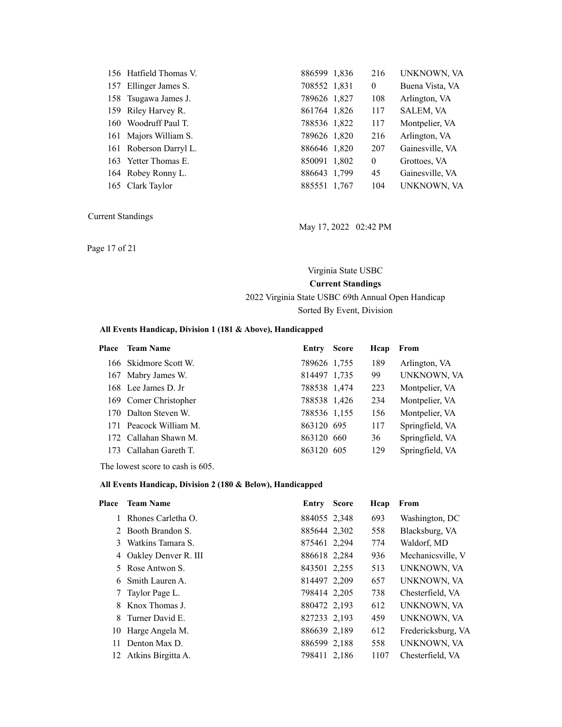| Place | Team Name | Entry | Score | Hcap | From |
|---|---|---|---|---|---|
| 156 | Hatfield Thomas V. | 886599 | 1,836 | 216 | UNKNOWN, VA |
| 157 | Ellinger James S. | 708552 | 1,831 | 0 | Buena Vista, VA |
| 158 | Tsugawa James J. | 789626 | 1,827 | 108 | Arlington, VA |
| 159 | Riley Harvey R. | 861764 | 1,826 | 117 | SALEM, VA |
| 160 | Woodruff Paul T. | 788536 | 1,822 | 117 | Montpelier, VA |
| 161 | Majors William S. | 789626 | 1,820 | 216 | Arlington, VA |
| 161 | Roberson Darryl L. | 886646 | 1,820 | 207 | Gainesville, VA |
| 163 | Yetter Thomas E. | 850091 | 1,802 | 0 | Grottoes, VA |
| 164 | Robey Ronny L. | 886643 | 1,799 | 45 | Gainesville, VA |
| 165 | Clark Taylor | 885551 | 1,767 | 104 | UNKNOWN, VA |

Current Standings

May 17, 2022 02:42 PM

Virginia State USBC

**Current Standings**

2022 Virginia State USBC 69th Annual Open Handicap

Sorted By Event, Division

**All Events Handicap, Division 1 (181 & Above), Handicapped**

| Place | Team Name | Entry | Score | Hcap | From |
|---|---|---|---|---|---|
| 166 | Skidmore Scott W. | 789626 | 1,755 | 189 | Arlington, VA |
| 167 | Mabry James W. | 814497 | 1,735 | 99 | UNKNOWN, VA |
| 168 | Lee James D. Jr | 788538 | 1,474 | 223 | Montpelier, VA |
| 169 | Comer Christopher | 788538 | 1,426 | 234 | Montpelier, VA |
| 170 | Dalton Steven W. | 788536 | 1,155 | 156 | Montpelier, VA |
| 171 | Peacock William M. | 863120 | 695 | 117 | Springfield, VA |
| 172 | Callahan Shawn M. | 863120 | 660 | 36 | Springfield, VA |
| 173 | Callahan Gareth T. | 863120 | 605 | 129 | Springfield, VA |

The lowest score to cash is 605.

**All Events Handicap, Division 2 (180 & Below), Handicapped**

| Place | Team Name | Entry | Score | Hcap | From |
|---|---|---|---|---|---|
| 1 | Rhones Carletha O. | 884055 | 2,348 | 693 | Washington, DC |
| 2 | Booth Brandon S. | 885644 | 2,302 | 558 | Blacksburg, VA |
| 3 | Watkins Tamara S. | 875461 | 2,294 | 774 | Waldorf, MD |
| 4 | Oakley Denver R. III | 886618 | 2,284 | 936 | Mechanicsville, V |
| 5 | Rose Antwon S. | 843501 | 2,255 | 513 | UNKNOWN, VA |
| 6 | Smith Lauren A. | 814497 | 2,209 | 657 | UNKNOWN, VA |
| 7 | Taylor Page L. | 798414 | 2,205 | 738 | Chesterfield, VA |
| 8 | Knox Thomas J. | 880472 | 2,193 | 612 | UNKNOWN, VA |
| 8 | Turner David E. | 827233 | 2,193 | 459 | UNKNOWN, VA |
| 10 | Harge Angela M. | 886639 | 2,189 | 612 | Fredericksburg, VA |
| 11 | Denton Max D. | 886599 | 2,188 | 558 | UNKNOWN, VA |
| 12 | Atkins Birgitta A. | 798411 | 2,186 | 1107 | Chesterfield, VA |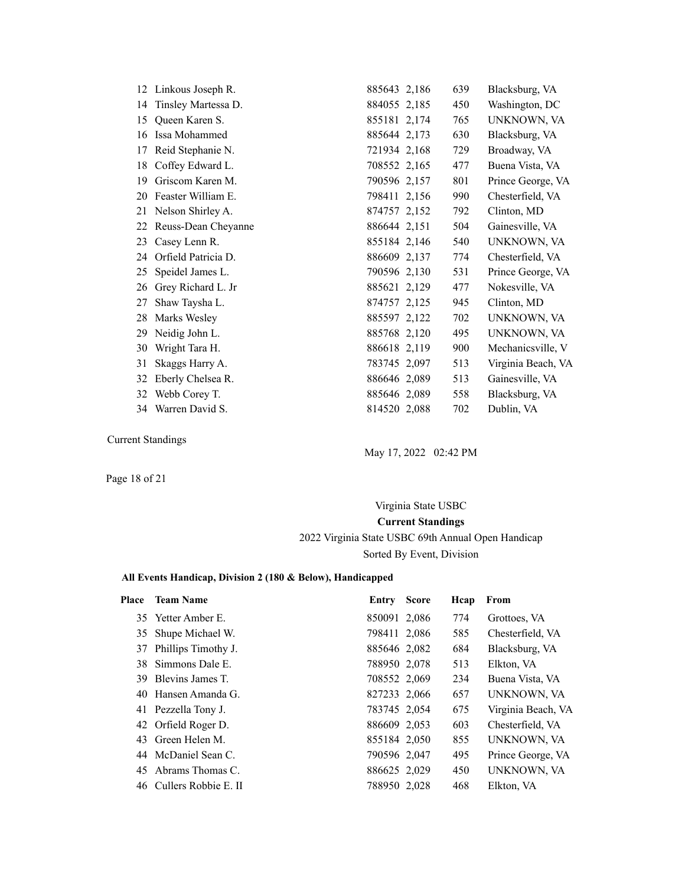| Place | Team Name | Entry | Score | Hcap | From |
|---|---|---|---|---|---|
| 12 | Linkous Joseph R. | 885643 | 2,186 | 639 | Blacksburg, VA |
| 14 | Tinsley Martessa D. | 884055 | 2,185 | 450 | Washington, DC |
| 15 | Queen Karen S. | 855181 | 2,174 | 765 | UNKNOWN, VA |
| 16 | Issa Mohammed | 885644 | 2,173 | 630 | Blacksburg, VA |
| 17 | Reid Stephanie N. | 721934 | 2,168 | 729 | Broadway, VA |
| 18 | Coffey Edward L. | 708552 | 2,165 | 477 | Buena Vista, VA |
| 19 | Griscom Karen M. | 790596 | 2,157 | 801 | Prince George, VA |
| 20 | Feaster William E. | 798411 | 2,156 | 990 | Chesterfield, VA |
| 21 | Nelson Shirley A. | 874757 | 2,152 | 792 | Clinton, MD |
| 22 | Reuss-Dean Cheyanne | 886644 | 2,151 | 504 | Gainesville, VA |
| 23 | Casey Lenn R. | 855184 | 2,146 | 540 | UNKNOWN, VA |
| 24 | Orfield Patricia D. | 886609 | 2,137 | 774 | Chesterfield, VA |
| 25 | Speidel James L. | 790596 | 2,130 | 531 | Prince George, VA |
| 26 | Grey Richard L. Jr | 885621 | 2,129 | 477 | Nokesville, VA |
| 27 | Shaw Taysha L. | 874757 | 2,125 | 945 | Clinton, MD |
| 28 | Marks Wesley | 885597 | 2,122 | 702 | UNKNOWN, VA |
| 29 | Neidig John L. | 885768 | 2,120 | 495 | UNKNOWN, VA |
| 30 | Wright Tara H. | 886618 | 2,119 | 900 | Mechanicsville, V |
| 31 | Skaggs Harry A. | 783745 | 2,097 | 513 | Virginia Beach, VA |
| 32 | Eberly Chelsea R. | 886646 | 2,089 | 513 | Gainesville, VA |
| 32 | Webb Corey T. | 885646 | 2,089 | 558 | Blacksburg, VA |
| 34 | Warren David S. | 814520 | 2,088 | 702 | Dublin, VA |

Current Standings

May 17, 2022 02:42 PM

Virginia State USBC

**Current Standings**

2022 Virginia State USBC 69th Annual Open Handicap

Sorted By Event, Division

**All Events Handicap, Division 2 (180 & Below), Handicapped**

| Place | Team Name | Entry | Score | Hcap | From |
|---|---|---|---|---|---|
| 35 | Yetter Amber E. | 850091 | 2,086 | 774 | Grottoes, VA |
| 35 | Shupe Michael W. | 798411 | 2,086 | 585 | Chesterfield, VA |
| 37 | Phillips Timothy J. | 885646 | 2,082 | 684 | Blacksburg, VA |
| 38 | Simmons Dale E. | 788950 | 2,078 | 513 | Elkton, VA |
| 39 | Blevins James T. | 708552 | 2,069 | 234 | Buena Vista, VA |
| 40 | Hansen Amanda G. | 827233 | 2,066 | 657 | UNKNOWN, VA |
| 41 | Pezzella Tony J. | 783745 | 2,054 | 675 | Virginia Beach, VA |
| 42 | Orfield Roger D. | 886609 | 2,053 | 603 | Chesterfield, VA |
| 43 | Green Helen M. | 855184 | 2,050 | 855 | UNKNOWN, VA |
| 44 | McDaniel Sean C. | 790596 | 2,047 | 495 | Prince George, VA |
| 45 | Abrams Thomas C. | 886625 | 2,029 | 450 | UNKNOWN, VA |
| 46 | Cullers Robbie E. II | 788950 | 2,028 | 468 | Elkton, VA |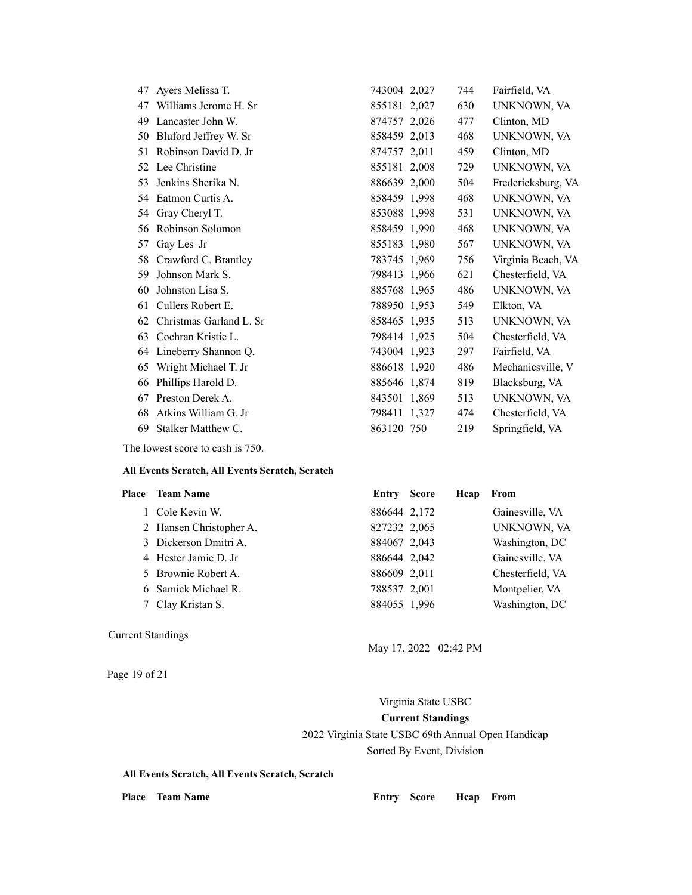| Place | Team Name | Entry | Score | Hcap | From |
|---|---|---|---|---|---|
| 47 | Ayers Melissa T. | 743004 | 2,027 | 744 | Fairfield, VA |
| 47 | Williams Jerome H. Sr | 855181 | 2,027 | 630 | UNKNOWN, VA |
| 49 | Lancaster John W. | 874757 | 2,026 | 477 | Clinton, MD |
| 50 | Bluford Jeffrey W. Sr | 858459 | 2,013 | 468 | UNKNOWN, VA |
| 51 | Robinson David D. Jr | 874757 | 2,011 | 459 | Clinton, MD |
| 52 | Lee Christine | 855181 | 2,008 | 729 | UNKNOWN, VA |
| 53 | Jenkins Sherika N. | 886639 | 2,000 | 504 | Fredericksburg, VA |
| 54 | Eatmon Curtis A. | 858459 | 1,998 | 468 | UNKNOWN, VA |
| 54 | Gray Cheryl T. | 853088 | 1,998 | 531 | UNKNOWN, VA |
| 56 | Robinson Solomon | 858459 | 1,990 | 468 | UNKNOWN, VA |
| 57 | Gay Les Jr | 855183 | 1,980 | 567 | UNKNOWN, VA |
| 58 | Crawford C. Brantley | 783745 | 1,969 | 756 | Virginia Beach, VA |
| 59 | Johnson Mark S. | 798413 | 1,966 | 621 | Chesterfield, VA |
| 60 | Johnston Lisa S. | 885768 | 1,965 | 486 | UNKNOWN, VA |
| 61 | Cullers Robert E. | 788950 | 1,953 | 549 | Elkton, VA |
| 62 | Christmas Garland L. Sr | 858465 | 1,935 | 513 | UNKNOWN, VA |
| 63 | Cochran Kristie L. | 798414 | 1,925 | 504 | Chesterfield, VA |
| 64 | Lineberry Shannon Q. | 743004 | 1,923 | 297 | Fairfield, VA |
| 65 | Wright Michael T. Jr | 886618 | 1,920 | 486 | Mechanicsville, V |
| 66 | Phillips Harold D. | 885646 | 1,874 | 819 | Blacksburg, VA |
| 67 | Preston Derek A. | 843501 | 1,869 | 513 | UNKNOWN, VA |
| 68 | Atkins William G. Jr | 798411 | 1,327 | 474 | Chesterfield, VA |
| 69 | Stalker Matthew C. | 863120 | 750 | 219 | Springfield, VA |

The lowest score to cash is 750.

**All Events Scratch, All Events Scratch, Scratch**

| Place | Team Name | Entry | Score | Hcap | From |
|---|---|---|---|---|---|
| 1 | Cole Kevin W. | 886644 | 2,172 | | Gainesville, VA |
| 2 | Hansen Christopher A. | 827232 | 2,065 | | UNKNOWN, VA |
| 3 | Dickerson Dmitri A. | 884067 | 2,043 | | Washington, DC |
| 4 | Hester Jamie D. Jr | 886644 | 2,042 | | Gainesville, VA |
| 5 | Brownie Robert A. | 886609 | 2,011 | | Chesterfield, VA |
| 6 | Samick Michael R. | 788537 | 2,001 | | Montpelier, VA |
| 7 | Clay Kristan S. | 884055 | 1,996 | | Washington, DC |

Virginia State USBC

**Current Standings**

2022 Virginia State USBC 69th Annual Open Handicap

Sorted By Event, Division

**All Events Scratch, All Events Scratch, Scratch**

| Place | Team Name | Entry | Score | Hcap | From |
|---|---|---|---|---|---|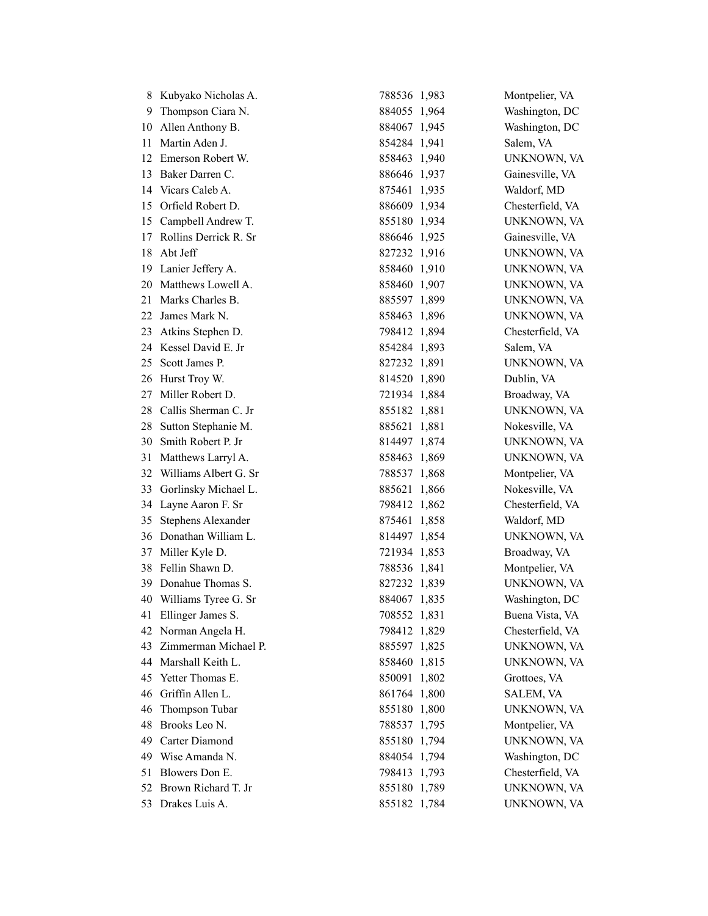| | | | | |
|---|---|---|---|---|
| 8 | Kubyako Nicholas A. | 788536 | 1,983 | Montpelier, VA |
| 9 | Thompson Ciara N. | 884055 | 1,964 | Washington, DC |
| 10 | Allen Anthony B. | 884067 | 1,945 | Washington, DC |
| 11 | Martin Aden J. | 854284 | 1,941 | Salem, VA |
| 12 | Emerson Robert W. | 858463 | 1,940 | UNKNOWN, VA |
| 13 | Baker Darren C. | 886646 | 1,937 | Gainesville, VA |
| 14 | Vicars Caleb A. | 875461 | 1,935 | Waldorf, MD |
| 15 | Orfield Robert D. | 886609 | 1,934 | Chesterfield, VA |
| 15 | Campbell Andrew T. | 855180 | 1,934 | UNKNOWN, VA |
| 17 | Rollins Derrick R. Sr | 886646 | 1,925 | Gainesville, VA |
| 18 | Abt Jeff | 827232 | 1,916 | UNKNOWN, VA |
| 19 | Lanier Jeffery A. | 858460 | 1,910 | UNKNOWN, VA |
| 20 | Matthews Lowell A. | 858460 | 1,907 | UNKNOWN, VA |
| 21 | Marks Charles B. | 885597 | 1,899 | UNKNOWN, VA |
| 22 | James Mark N. | 858463 | 1,896 | UNKNOWN, VA |
| 23 | Atkins Stephen D. | 798412 | 1,894 | Chesterfield, VA |
| 24 | Kessel David E. Jr | 854284 | 1,893 | Salem, VA |
| 25 | Scott James P. | 827232 | 1,891 | UNKNOWN, VA |
| 26 | Hurst Troy W. | 814520 | 1,890 | Dublin, VA |
| 27 | Miller Robert D. | 721934 | 1,884 | Broadway, VA |
| 28 | Callis Sherman C. Jr | 855182 | 1,881 | UNKNOWN, VA |
| 28 | Sutton Stephanie M. | 885621 | 1,881 | Nokesville, VA |
| 30 | Smith Robert P. Jr | 814497 | 1,874 | UNKNOWN, VA |
| 31 | Matthews Larryl A. | 858463 | 1,869 | UNKNOWN, VA |
| 32 | Williams Albert G. Sr | 788537 | 1,868 | Montpelier, VA |
| 33 | Gorlinsky Michael L. | 885621 | 1,866 | Nokesville, VA |
| 34 | Layne Aaron F. Sr | 798412 | 1,862 | Chesterfield, VA |
| 35 | Stephens Alexander | 875461 | 1,858 | Waldorf, MD |
| 36 | Donathan William L. | 814497 | 1,854 | UNKNOWN, VA |
| 37 | Miller Kyle D. | 721934 | 1,853 | Broadway, VA |
| 38 | Fellin Shawn D. | 788536 | 1,841 | Montpelier, VA |
| 39 | Donahue Thomas S. | 827232 | 1,839 | UNKNOWN, VA |
| 40 | Williams Tyree G. Sr | 884067 | 1,835 | Washington, DC |
| 41 | Ellinger James S. | 708552 | 1,831 | Buena Vista, VA |
| 42 | Norman Angela H. | 798412 | 1,829 | Chesterfield, VA |
| 43 | Zimmerman Michael P. | 885597 | 1,825 | UNKNOWN, VA |
| 44 | Marshall Keith L. | 858460 | 1,815 | UNKNOWN, VA |
| 45 | Yetter Thomas E. | 850091 | 1,802 | Grottoes, VA |
| 46 | Griffin Allen L. | 861764 | 1,800 | SALEM, VA |
| 46 | Thompson Tubar | 855180 | 1,800 | UNKNOWN, VA |
| 48 | Brooks Leo N. | 788537 | 1,795 | Montpelier, VA |
| 49 | Carter Diamond | 855180 | 1,794 | UNKNOWN, VA |
| 49 | Wise Amanda N. | 884054 | 1,794 | Washington, DC |
| 51 | Blowers Don E. | 798413 | 1,793 | Chesterfield, VA |
| 52 | Brown Richard T. Jr | 855180 | 1,789 | UNKNOWN, VA |
| 53 | Drakes Luis A. | 855182 | 1,784 | UNKNOWN, VA |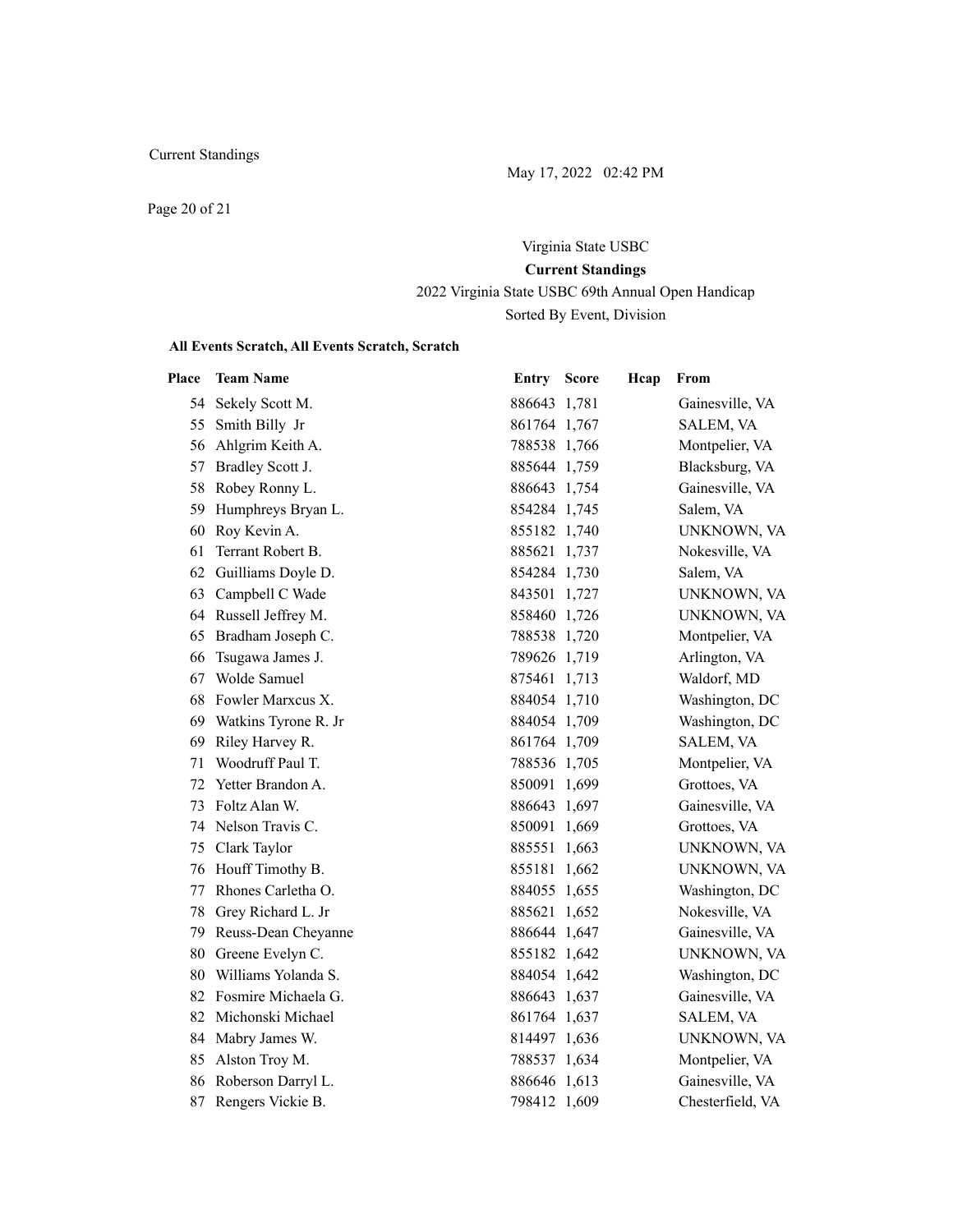Virginia State USBC

**Current Standings**

2022 Virginia State USBC 69th Annual Open Handicap

Sorted By Event, Division

**All Events Scratch, All Events Scratch, Scratch**

| Place | Team Name | Entry | Score | Hcap | From |
|---|---|---|---|---|---|
| 54 | Sekely Scott M. | 886643 | 1,781 | | Gainesville, VA |
| 55 | Smith Billy Jr | 861764 | 1,767 | | SALEM, VA |
| 56 | Ahlgrim Keith A. | 788538 | 1,766 | | Montpelier, VA |
| 57 | Bradley Scott J. | 885644 | 1,759 | | Blacksburg, VA |
| 58 | Robey Ronny L. | 886643 | 1,754 | | Gainesville, VA |
| 59 | Humphreys Bryan L. | 854284 | 1,745 | | Salem, VA |
| 60 | Roy Kevin A. | 855182 | 1,740 | | UNKNOWN, VA |
| 61 | Terrant Robert B. | 885621 | 1,737 | | Nokesville, VA |
| 62 | Guilliams Doyle D. | 854284 | 1,730 | | Salem, VA |
| 63 | Campbell C Wade | 843501 | 1,727 | | UNKNOWN, VA |
| 64 | Russell Jeffrey M. | 858460 | 1,726 | | UNKNOWN, VA |
| 65 | Bradham Joseph C. | 788538 | 1,720 | | Montpelier, VA |
| 66 | Tsugawa James J. | 789626 | 1,719 | | Arlington, VA |
| 67 | Wolde Samuel | 875461 | 1,713 | | Waldorf, MD |
| 68 | Fowler Marxcus X. | 884054 | 1,710 | | Washington, DC |
| 69 | Watkins Tyrone R. Jr | 884054 | 1,709 | | Washington, DC |
| 69 | Riley Harvey R. | 861764 | 1,709 | | SALEM, VA |
| 71 | Woodruff Paul T. | 788536 | 1,705 | | Montpelier, VA |
| 72 | Yetter Brandon A. | 850091 | 1,699 | | Grottoes, VA |
| 73 | Foltz Alan W. | 886643 | 1,697 | | Gainesville, VA |
| 74 | Nelson Travis C. | 850091 | 1,669 | | Grottoes, VA |
| 75 | Clark Taylor | 885551 | 1,663 | | UNKNOWN, VA |
| 76 | Houff Timothy B. | 855181 | 1,662 | | UNKNOWN, VA |
| 77 | Rhones Carletha O. | 884055 | 1,655 | | Washington, DC |
| 78 | Grey Richard L. Jr | 885621 | 1,652 | | Nokesville, VA |
| 79 | Reuss-Dean Cheyanne | 886644 | 1,647 | | Gainesville, VA |
| 80 | Greene Evelyn C. | 855182 | 1,642 | | UNKNOWN, VA |
| 80 | Williams Yolanda S. | 884054 | 1,642 | | Washington, DC |
| 82 | Fosmire Michaela G. | 886643 | 1,637 | | Gainesville, VA |
| 82 | Michonski Michael | 861764 | 1,637 | | SALEM, VA |
| 84 | Mabry James W. | 814497 | 1,636 | | UNKNOWN, VA |
| 85 | Alston Troy M. | 788537 | 1,634 | | Montpelier, VA |
| 86 | Roberson Darryl L. | 886646 | 1,613 | | Gainesville, VA |
| 87 | Rengers Vickie B. | 798412 | 1,609 | | Chesterfield, VA |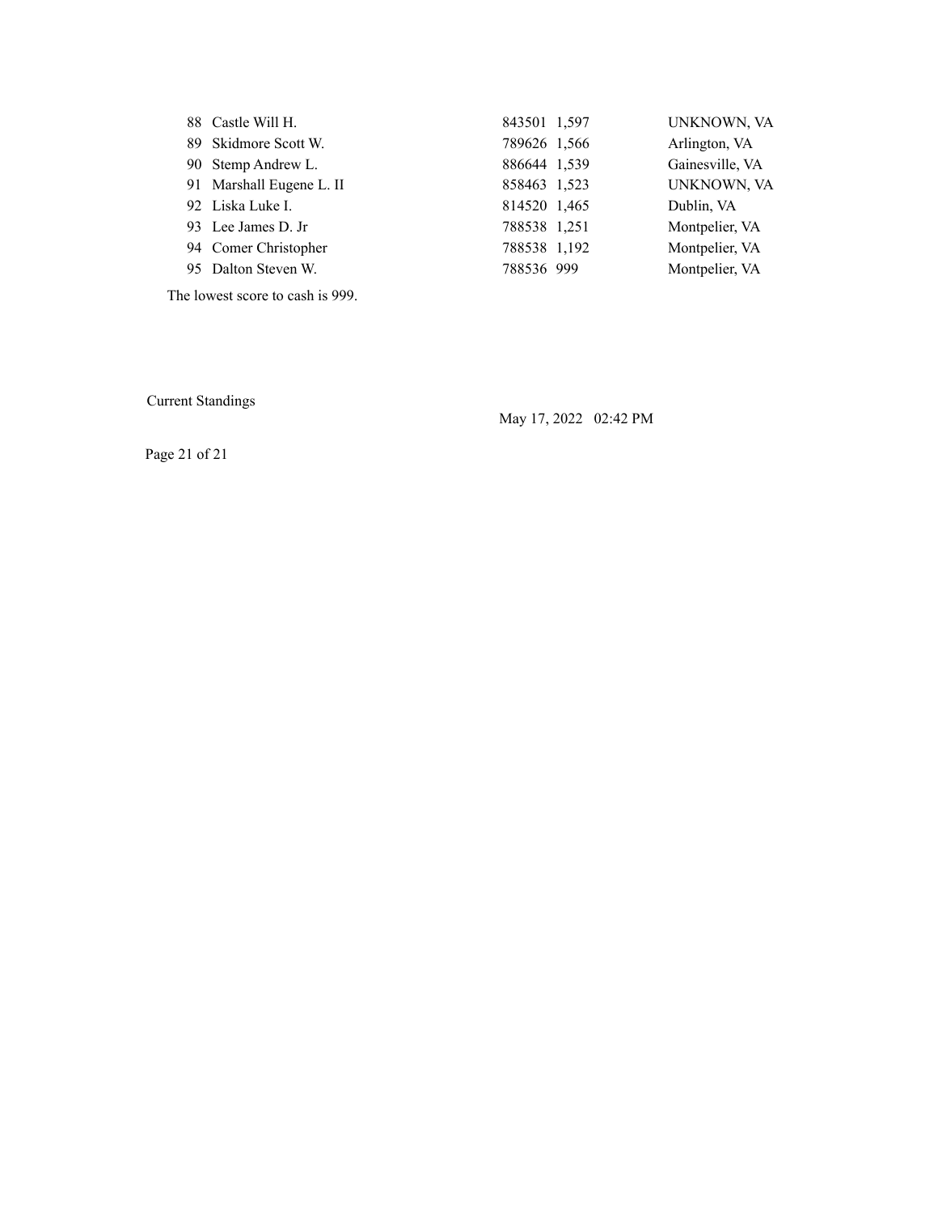| | | | | |
|---|---|---|---|---|
| 88 | Castle Will H. | 843501 | 1,597 | UNKNOWN, VA |
| 89 | Skidmore Scott W. | 789626 | 1,566 | Arlington, VA |
| 90 | Stemp Andrew L. | 886644 | 1,539 | Gainesville, VA |
| 91 | Marshall Eugene L. II | 858463 | 1,523 | UNKNOWN, VA |
| 92 | Liska Luke I. | 814520 | 1,465 | Dublin, VA |
| 93 | Lee James D. Jr | 788538 | 1,251 | Montpelier, VA |
| 94 | Comer Christopher | 788538 | 1,192 | Montpelier, VA |
| 95 | Dalton Steven W. | 788536 | 999 | Montpelier, VA |

The lowest score to cash is 999.

Current Standings

May 17, 2022 02:42 PM